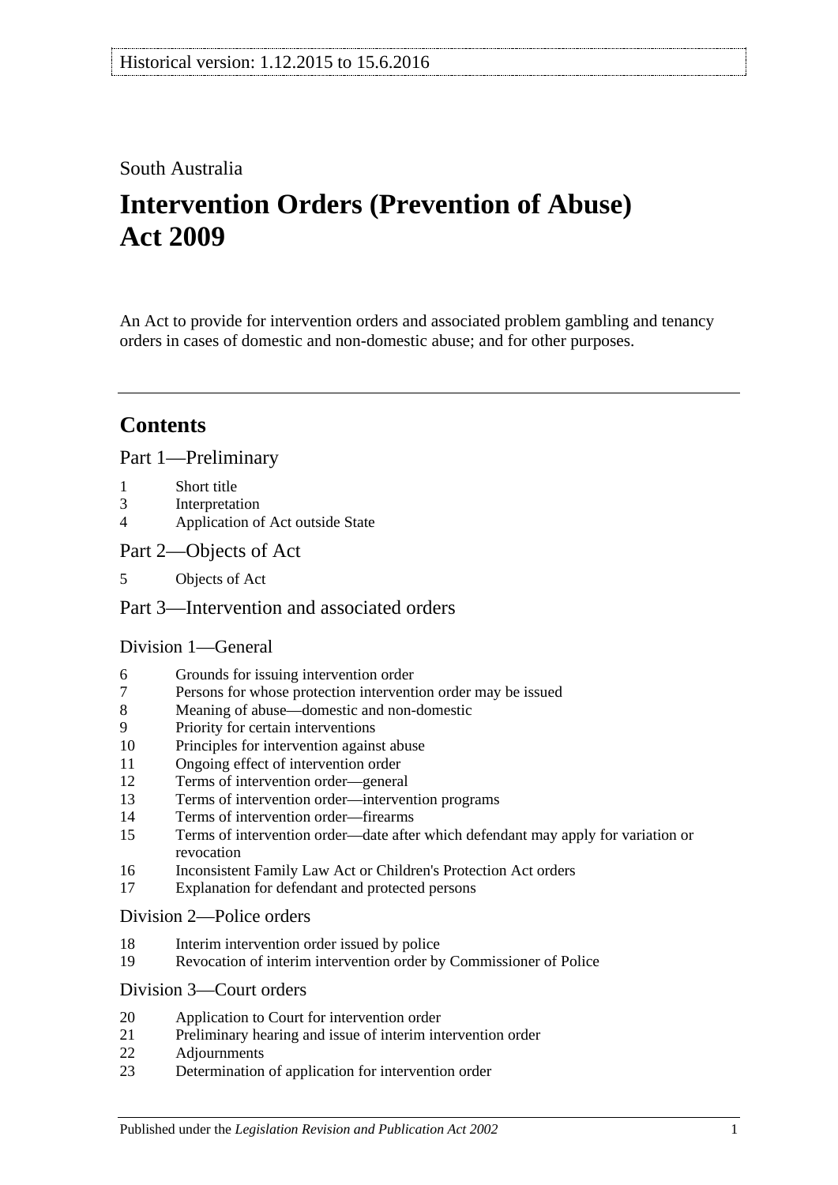Historical version: 1.12.2015 to 15.6.2016

South Australia

# Intervention Orders (Prevention of Abuse) Act 2009

An Act to provide for intervention orders and associated problem gambling and tenancy orders in cases of domestic and non-domestic abuse; and for other purposes.

## Contents

### Part 1—Preliminary

1 Short title
3 Interpretation
4 Application of Act outside State

### Part 2—Objects of Act

5 Objects of Act

### Part 3—Intervention and associated orders

#### Division 1—General

6 Grounds for issuing intervention order
7 Persons for whose protection intervention order may be issued
8 Meaning of abuse—domestic and non-domestic
9 Priority for certain interventions
10 Principles for intervention against abuse
11 Ongoing effect of intervention order
12 Terms of intervention order—general
13 Terms of intervention order—intervention programs
14 Terms of intervention order—firearms
15 Terms of intervention order—date after which defendant may apply for variation or revocation
16 Inconsistent Family Law Act or Children's Protection Act orders
17 Explanation for defendant and protected persons

#### Division 2—Police orders

18 Interim intervention order issued by police
19 Revocation of interim intervention order by Commissioner of Police

#### Division 3—Court orders

20 Application to Court for intervention order
21 Preliminary hearing and issue of interim intervention order
22 Adjournments
23 Determination of application for intervention order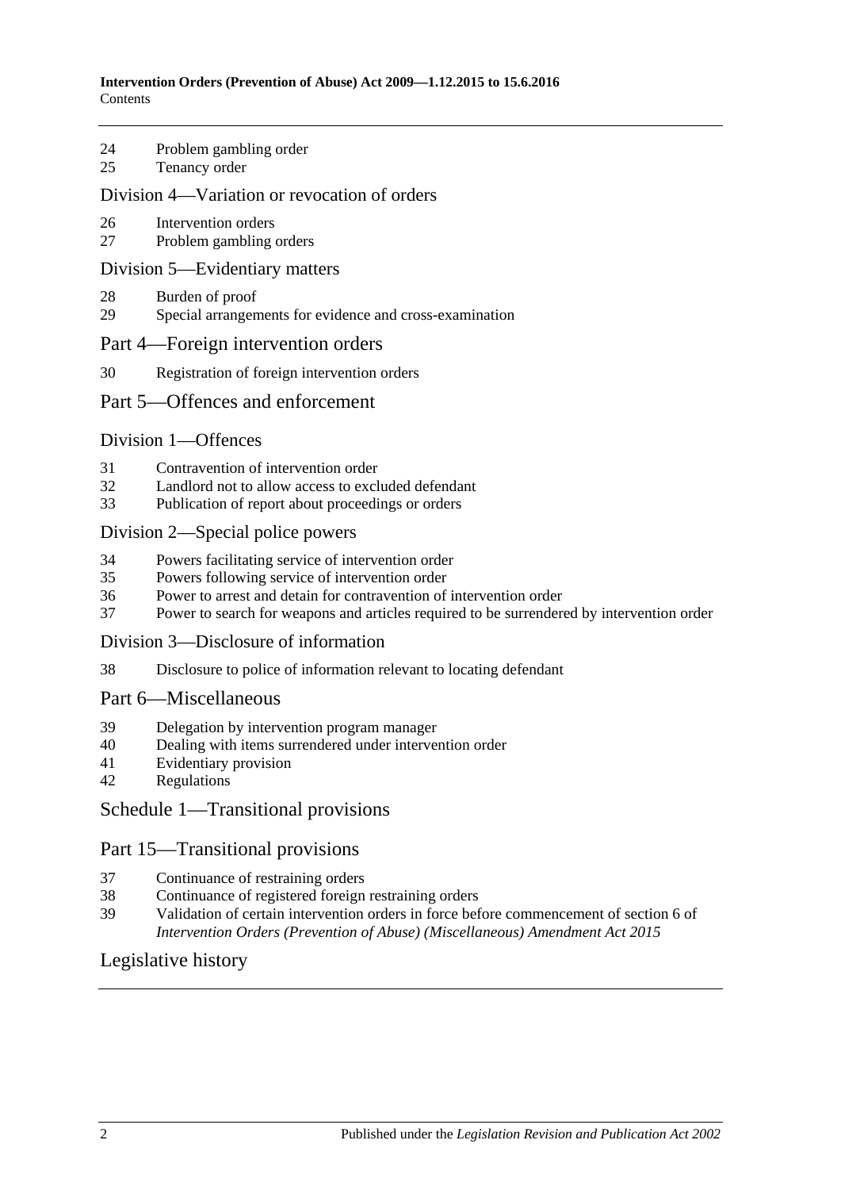24 Problem gambling order
25 Tenancy order

## Division 4—Variation or revocation of orders

26 Intervention orders
27 Problem gambling orders

## Division 5—Evidentiary matters

28 Burden of proof
29 Special arrangements for evidence and cross-examination

## Part 4—Foreign intervention orders

30 Registration of foreign intervention orders

## Part 5—Offences and enforcement

## Division 1—Offences

31 Contravention of intervention order
32 Landlord not to allow access to excluded defendant
33 Publication of report about proceedings or orders

## Division 2—Special police powers

34 Powers facilitating service of intervention order
35 Powers following service of intervention order
36 Power to arrest and detain for contravention of intervention order
37 Power to search for weapons and articles required to be surrendered by intervention order

## Division 3—Disclosure of information

38 Disclosure to police of information relevant to locating defendant

## Part 6—Miscellaneous

39 Delegation by intervention program manager
40 Dealing with items surrendered under intervention order
41 Evidentiary provision
42 Regulations

## Schedule 1—Transitional provisions

## Part 15—Transitional provisions

37 Continuance of restraining orders
38 Continuance of registered foreign restraining orders
39 Validation of certain intervention orders in force before commencement of section 6 of *Intervention Orders (Prevention of Abuse) (Miscellaneous) Amendment Act 2015*

## Legislative history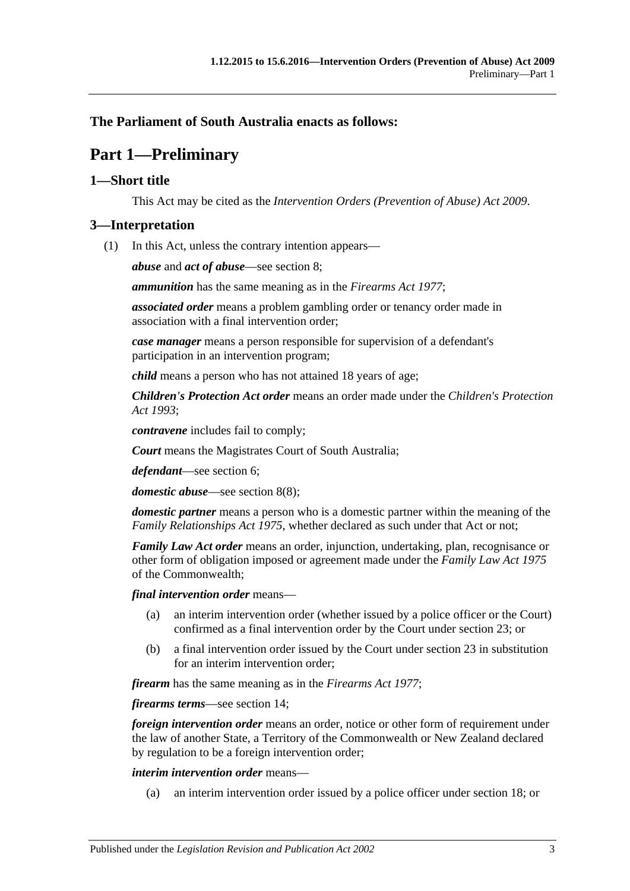**The Parliament of South Australia enacts as follows:**

# Part 1—Preliminary

## 1—Short title

This Act may be cited as the *Intervention Orders (Prevention of Abuse) Act 2009*.

## 3—Interpretation

(1) In this Act, unless the contrary intention appears—

***abuse*** and ***act of abuse***—see section 8;

***ammunition*** has the same meaning as in the *Firearms Act 1977*;

***associated order*** means a problem gambling order or tenancy order made in association with a final intervention order;

***case manager*** means a person responsible for supervision of a defendant's participation in an intervention program;

***child*** means a person who has not attained 18 years of age;

***Children's Protection Act order*** means an order made under the *Children's Protection Act 1993*;

***contravene*** includes fail to comply;

***Court*** means the Magistrates Court of South Australia;

***defendant***—see section 6;

***domestic abuse***—see section 8(8);

***domestic partner*** means a person who is a domestic partner within the meaning of the *Family Relationships Act 1975*, whether declared as such under that Act or not;

***Family Law Act order*** means an order, injunction, undertaking, plan, recognisance or other form of obligation imposed or agreement made under the *Family Law Act 1975* of the Commonwealth;

***final intervention order*** means—

(a) an interim intervention order (whether issued by a police officer or the Court) confirmed as a final intervention order by the Court under section 23; or

(b) a final intervention order issued by the Court under section 23 in substitution for an interim intervention order;

***firearm*** has the same meaning as in the *Firearms Act 1977*;

***firearms terms***—see section 14;

***foreign intervention order*** means an order, notice or other form of requirement under the law of another State, a Territory of the Commonwealth or New Zealand declared by regulation to be a foreign intervention order;

***interim intervention order*** means—

(a) an interim intervention order issued by a police officer under section 18; or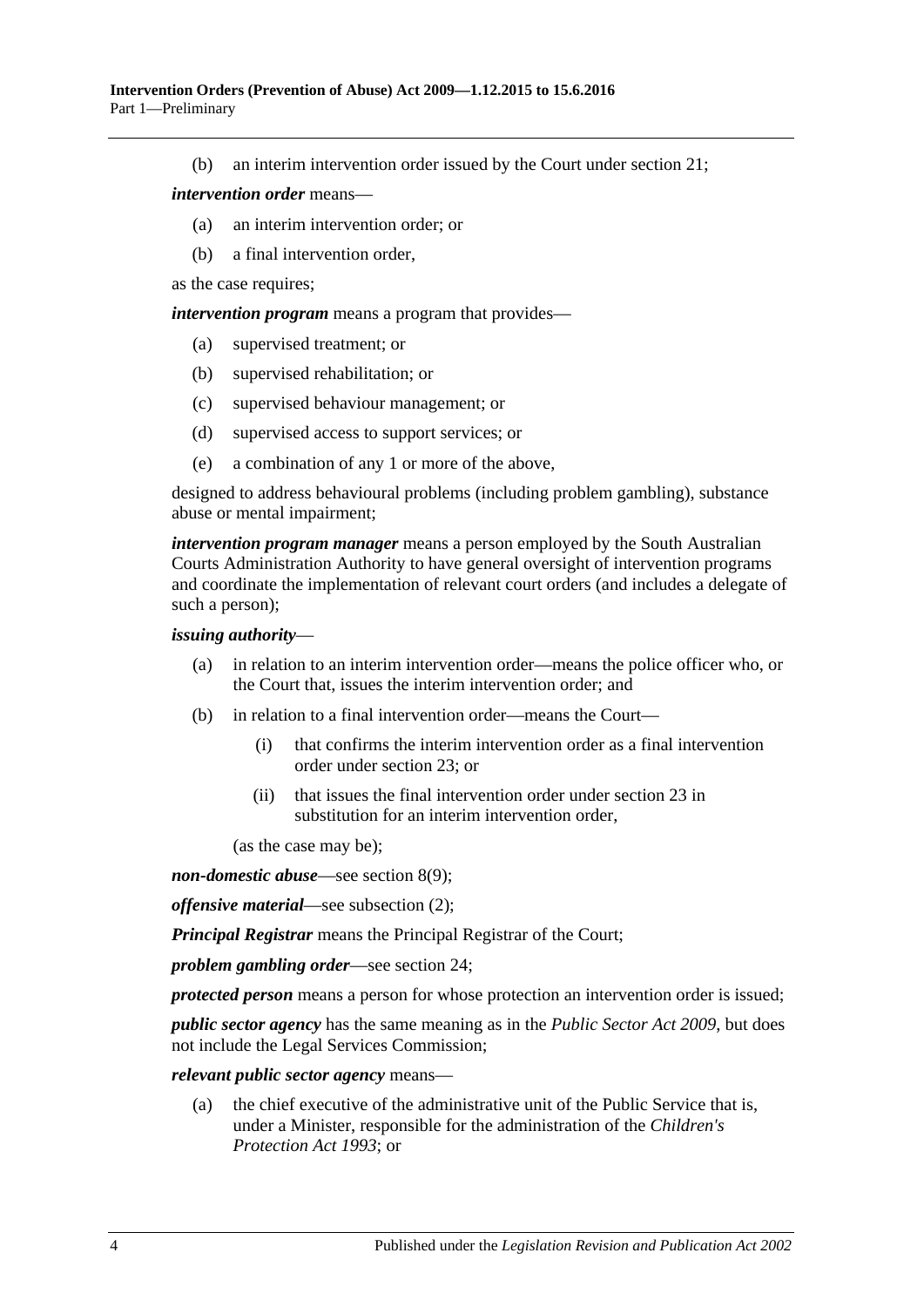(b) an interim intervention order issued by the Court under section 21;

***intervention order*** means—

(a) an interim intervention order; or

(b) a final intervention order,

as the case requires;

***intervention program*** means a program that provides—

(a) supervised treatment; or

(b) supervised rehabilitation; or

(c) supervised behaviour management; or

(d) supervised access to support services; or

(e) a combination of any 1 or more of the above,

designed to address behavioural problems (including problem gambling), substance abuse or mental impairment;

***intervention program manager*** means a person employed by the South Australian Courts Administration Authority to have general oversight of intervention programs and coordinate the implementation of relevant court orders (and includes a delegate of such a person);

***issuing authority***—

(a) in relation to an interim intervention order—means the police officer who, or the Court that, issues the interim intervention order; and

(b) in relation to a final intervention order—means the Court—

(i) that confirms the interim intervention order as a final intervention order under section 23; or

(ii) that issues the final intervention order under section 23 in substitution for an interim intervention order,

(as the case may be);

***non-domestic abuse***—see section 8(9);

***offensive material***—see subsection (2);

***Principal Registrar*** means the Principal Registrar of the Court;

***problem gambling order***—see section 24;

***protected person*** means a person for whose protection an intervention order is issued;

***public sector agency*** has the same meaning as in the *Public Sector Act 2009*, but does not include the Legal Services Commission;

***relevant public sector agency*** means—

(a) the chief executive of the administrative unit of the Public Service that is, under a Minister, responsible for the administration of the *Children's Protection Act 1993*; or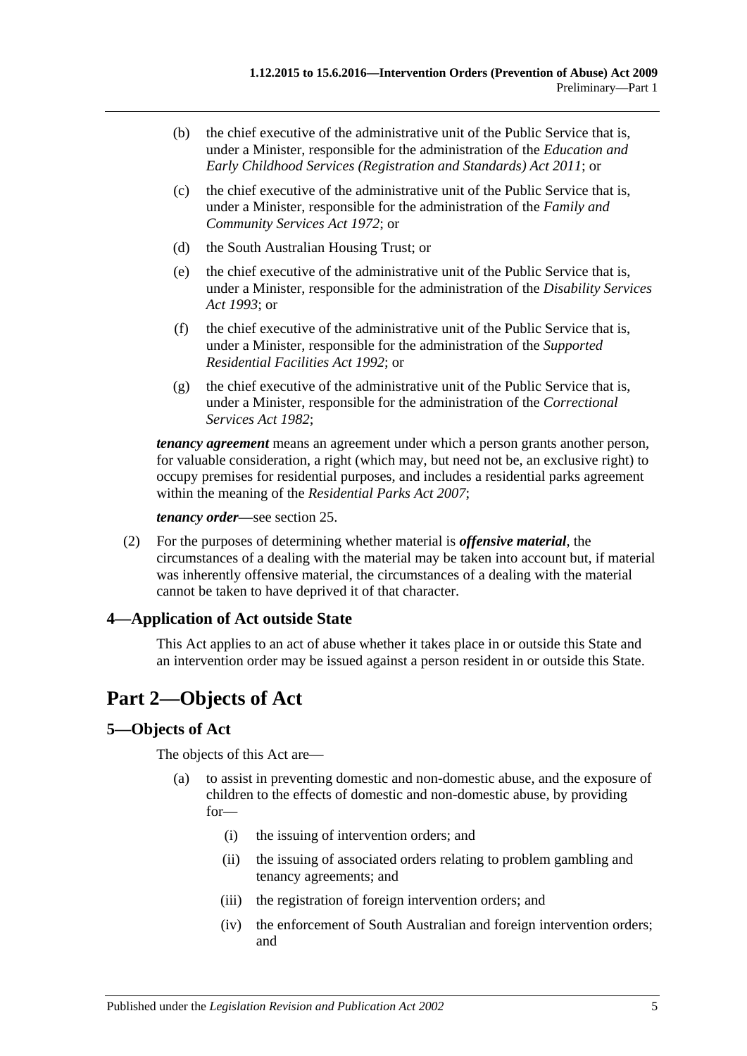(b) the chief executive of the administrative unit of the Public Service that is, under a Minister, responsible for the administration of the *Education and Early Childhood Services (Registration and Standards) Act 2011*; or

(c) the chief executive of the administrative unit of the Public Service that is, under a Minister, responsible for the administration of the *Family and Community Services Act 1972*; or

(d) the South Australian Housing Trust; or

(e) the chief executive of the administrative unit of the Public Service that is, under a Minister, responsible for the administration of the *Disability Services Act 1993*; or

(f) the chief executive of the administrative unit of the Public Service that is, under a Minister, responsible for the administration of the *Supported Residential Facilities Act 1992*; or

(g) the chief executive of the administrative unit of the Public Service that is, under a Minister, responsible for the administration of the *Correctional Services Act 1982*;

***tenancy agreement*** means an agreement under which a person grants another person, for valuable consideration, a right (which may, but need not be, an exclusive right) to occupy premises for residential purposes, and includes a residential parks agreement within the meaning of the *Residential Parks Act 2007*;

***tenancy order***—see section 25.

(2) For the purposes of determining whether material is ***offensive material***, the circumstances of a dealing with the material may be taken into account but, if material was inherently offensive material, the circumstances of a dealing with the material cannot be taken to have deprived it of that character.

### 4—Application of Act outside State

This Act applies to an act of abuse whether it takes place in or outside this State and an intervention order may be issued against a person resident in or outside this State.

## Part 2—Objects of Act

### 5—Objects of Act

The objects of this Act are—

(a) to assist in preventing domestic and non-domestic abuse, and the exposure of children to the effects of domestic and non-domestic abuse, by providing for—

(i) the issuing of intervention orders; and

(ii) the issuing of associated orders relating to problem gambling and tenancy agreements; and

(iii) the registration of foreign intervention orders; and

(iv) the enforcement of South Australian and foreign intervention orders; and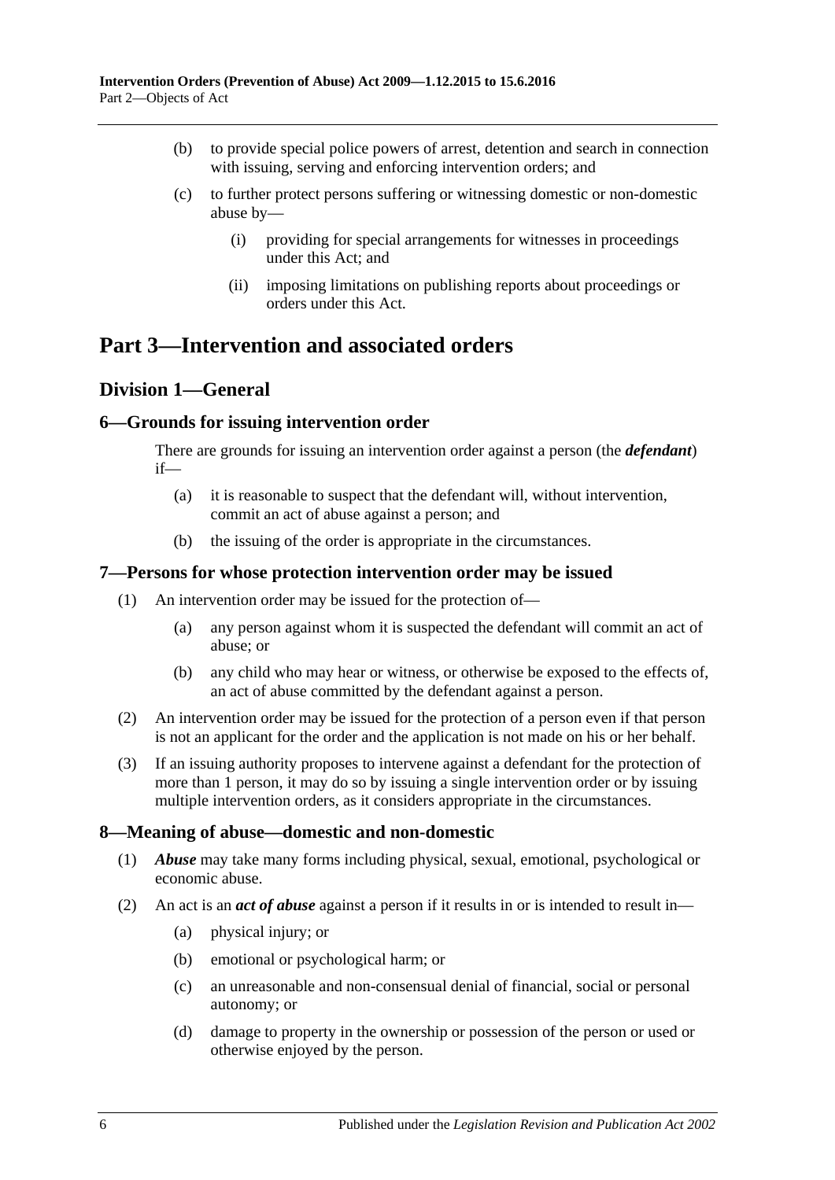(b) to provide special police powers of arrest, detention and search in connection with issuing, serving and enforcing intervention orders; and

(c) to further protect persons suffering or witnessing domestic or non-domestic abuse by—

(i) providing for special arrangements for witnesses in proceedings under this Act; and

(ii) imposing limitations on publishing reports about proceedings or orders under this Act.

# Part 3—Intervention and associated orders

## Division 1—General

### 6—Grounds for issuing intervention order

There are grounds for issuing an intervention order against a person (the ***defendant***) if—

(a) it is reasonable to suspect that the defendant will, without intervention, commit an act of abuse against a person; and

(b) the issuing of the order is appropriate in the circumstances.

### 7—Persons for whose protection intervention order may be issued

(1) An intervention order may be issued for the protection of—

(a) any person against whom it is suspected the defendant will commit an act of abuse; or

(b) any child who may hear or witness, or otherwise be exposed to the effects of, an act of abuse committed by the defendant against a person.

(2) An intervention order may be issued for the protection of a person even if that person is not an applicant for the order and the application is not made on his or her behalf.

(3) If an issuing authority proposes to intervene against a defendant for the protection of more than 1 person, it may do so by issuing a single intervention order or by issuing multiple intervention orders, as it considers appropriate in the circumstances.

### 8—Meaning of abuse—domestic and non-domestic

(1) ***Abuse*** may take many forms including physical, sexual, emotional, psychological or economic abuse.

(2) An act is an ***act of abuse*** against a person if it results in or is intended to result in—

(a) physical injury; or

(b) emotional or psychological harm; or

(c) an unreasonable and non-consensual denial of financial, social or personal autonomy; or

(d) damage to property in the ownership or possession of the person or used or otherwise enjoyed by the person.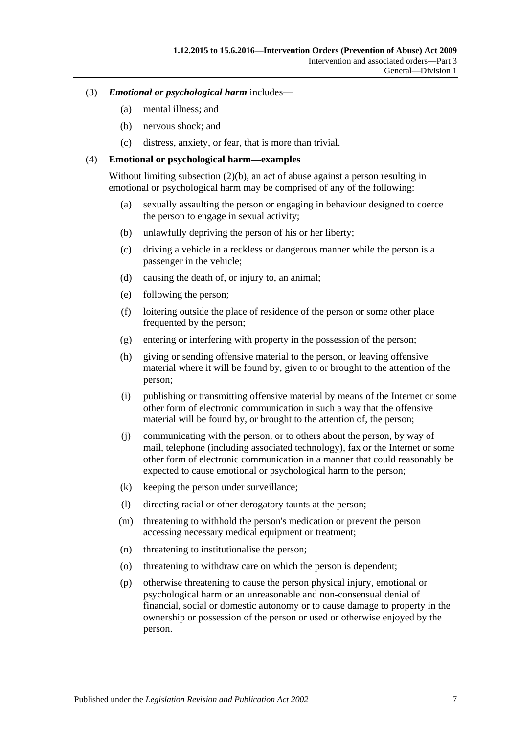(3) ***Emotional or psychological harm*** includes—

(a) mental illness; and

(b) nervous shock; and

(c) distress, anxiety, or fear, that is more than trivial.

(4) **Emotional or psychological harm—examples**

Without limiting subsection (2)(b), an act of abuse against a person resulting in emotional or psychological harm may be comprised of any of the following:

(a) sexually assaulting the person or engaging in behaviour designed to coerce the person to engage in sexual activity;

(b) unlawfully depriving the person of his or her liberty;

(c) driving a vehicle in a reckless or dangerous manner while the person is a passenger in the vehicle;

(d) causing the death of, or injury to, an animal;

(e) following the person;

(f) loitering outside the place of residence of the person or some other place frequented by the person;

(g) entering or interfering with property in the possession of the person;

(h) giving or sending offensive material to the person, or leaving offensive material where it will be found by, given to or brought to the attention of the person;

(i) publishing or transmitting offensive material by means of the Internet or some other form of electronic communication in such a way that the offensive material will be found by, or brought to the attention of, the person;

(j) communicating with the person, or to others about the person, by way of mail, telephone (including associated technology), fax or the Internet or some other form of electronic communication in a manner that could reasonably be expected to cause emotional or psychological harm to the person;

(k) keeping the person under surveillance;

(l) directing racial or other derogatory taunts at the person;

(m) threatening to withhold the person's medication or prevent the person accessing necessary medical equipment or treatment;

(n) threatening to institutionalise the person;

(o) threatening to withdraw care on which the person is dependent;

(p) otherwise threatening to cause the person physical injury, emotional or psychological harm or an unreasonable and non-consensual denial of financial, social or domestic autonomy or to cause damage to property in the ownership or possession of the person or used or otherwise enjoyed by the person.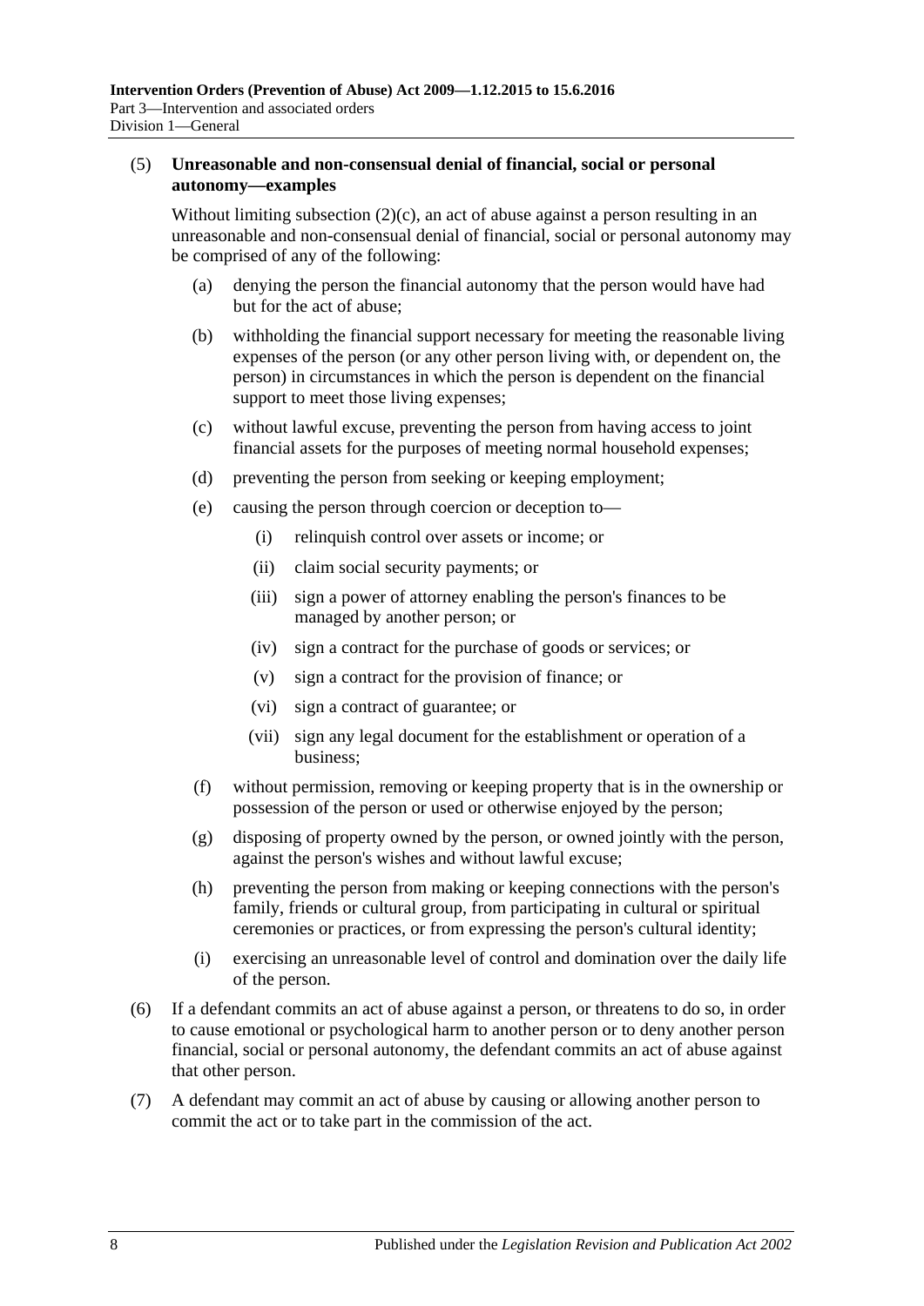(5) **Unreasonable and non-consensual denial of financial, social or personal autonomy—examples**

Without limiting subsection (2)(c), an act of abuse against a person resulting in an unreasonable and non-consensual denial of financial, social or personal autonomy may be comprised of any of the following:

- (a) denying the person the financial autonomy that the person would have had but for the act of abuse;
- (b) withholding the financial support necessary for meeting the reasonable living expenses of the person (or any other person living with, or dependent on, the person) in circumstances in which the person is dependent on the financial support to meet those living expenses;
- (c) without lawful excuse, preventing the person from having access to joint financial assets for the purposes of meeting normal household expenses;
- (d) preventing the person from seeking or keeping employment;
- (e) causing the person through coercion or deception to—
  - (i) relinquish control over assets or income; or
  - (ii) claim social security payments; or
  - (iii) sign a power of attorney enabling the person's finances to be managed by another person; or
  - (iv) sign a contract for the purchase of goods or services; or
  - (v) sign a contract for the provision of finance; or
  - (vi) sign a contract of guarantee; or
  - (vii) sign any legal document for the establishment or operation of a business;
- (f) without permission, removing or keeping property that is in the ownership or possession of the person or used or otherwise enjoyed by the person;
- (g) disposing of property owned by the person, or owned jointly with the person, against the person's wishes and without lawful excuse;
- (h) preventing the person from making or keeping connections with the person's family, friends or cultural group, from participating in cultural or spiritual ceremonies or practices, or from expressing the person's cultural identity;
- (i) exercising an unreasonable level of control and domination over the daily life of the person.

(6) If a defendant commits an act of abuse against a person, or threatens to do so, in order to cause emotional or psychological harm to another person or to deny another person financial, social or personal autonomy, the defendant commits an act of abuse against that other person.

(7) A defendant may commit an act of abuse by causing or allowing another person to commit the act or to take part in the commission of the act.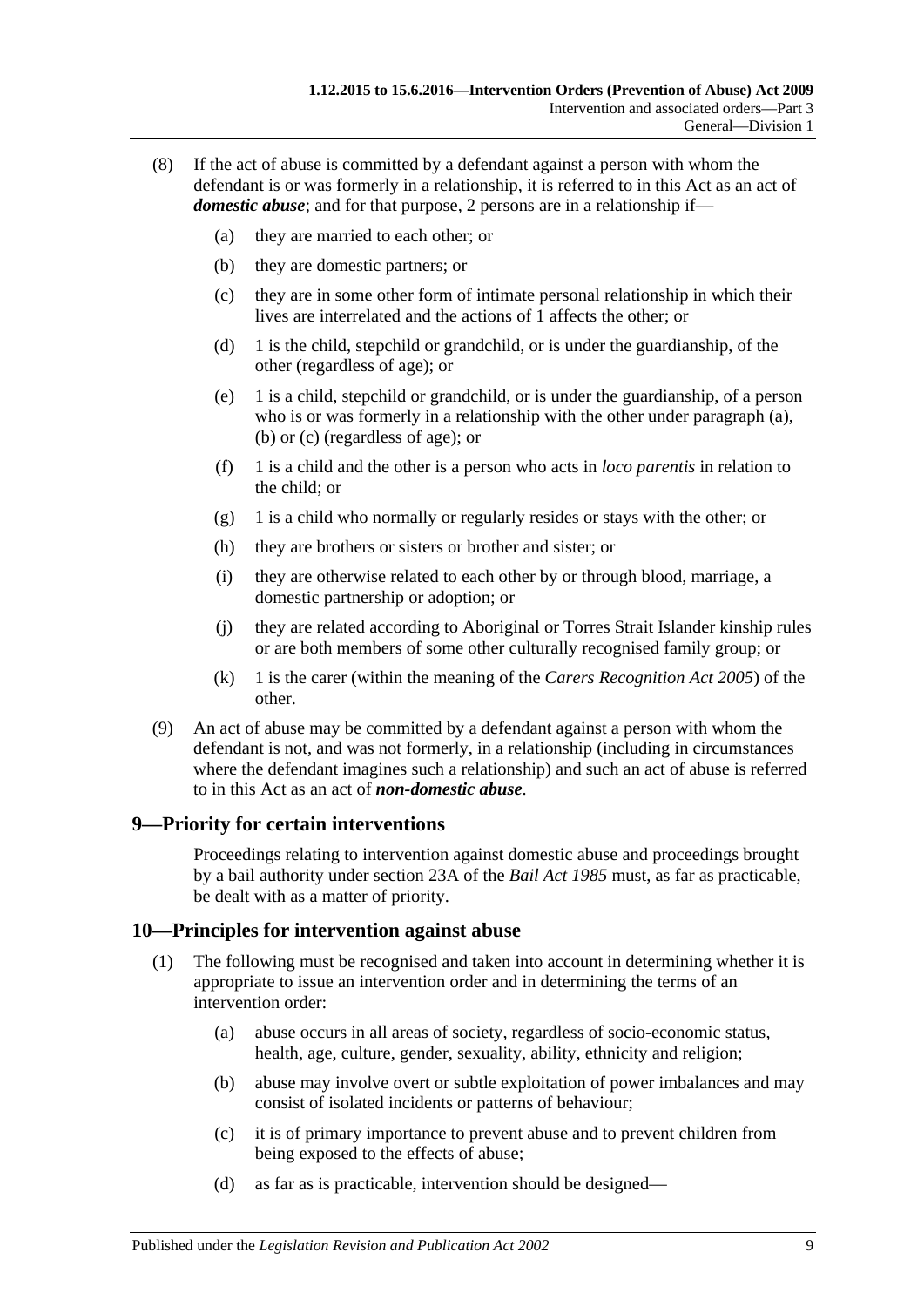(8) If the act of abuse is committed by a defendant against a person with whom the defendant is or was formerly in a relationship, it is referred to in this Act as an act of ***domestic abuse***; and for that purpose, 2 persons are in a relationship if—

(a) they are married to each other; or

(b) they are domestic partners; or

(c) they are in some other form of intimate personal relationship in which their lives are interrelated and the actions of 1 affects the other; or

(d) 1 is the child, stepchild or grandchild, or is under the guardianship, of the other (regardless of age); or

(e) 1 is a child, stepchild or grandchild, or is under the guardianship, of a person who is or was formerly in a relationship with the other under paragraph (a), (b) or (c) (regardless of age); or

(f) 1 is a child and the other is a person who acts in *loco parentis* in relation to the child; or

(g) 1 is a child who normally or regularly resides or stays with the other; or

(h) they are brothers or sisters or brother and sister; or

(i) they are otherwise related to each other by or through blood, marriage, a domestic partnership or adoption; or

(j) they are related according to Aboriginal or Torres Strait Islander kinship rules or are both members of some other culturally recognised family group; or

(k) 1 is the carer (within the meaning of the *Carers Recognition Act 2005*) of the other.

(9) An act of abuse may be committed by a defendant against a person with whom the defendant is not, and was not formerly, in a relationship (including in circumstances where the defendant imagines such a relationship) and such an act of abuse is referred to in this Act as an act of ***non-domestic abuse***.

## 9—Priority for certain interventions

Proceedings relating to intervention against domestic abuse and proceedings brought by a bail authority under section 23A of the *Bail Act 1985* must, as far as practicable, be dealt with as a matter of priority.

## 10—Principles for intervention against abuse

(1) The following must be recognised and taken into account in determining whether it is appropriate to issue an intervention order and in determining the terms of an intervention order:

(a) abuse occurs in all areas of society, regardless of socio-economic status, health, age, culture, gender, sexuality, ability, ethnicity and religion;

(b) abuse may involve overt or subtle exploitation of power imbalances and may consist of isolated incidents or patterns of behaviour;

(c) it is of primary importance to prevent abuse and to prevent children from being exposed to the effects of abuse;

(d) as far as is practicable, intervention should be designed—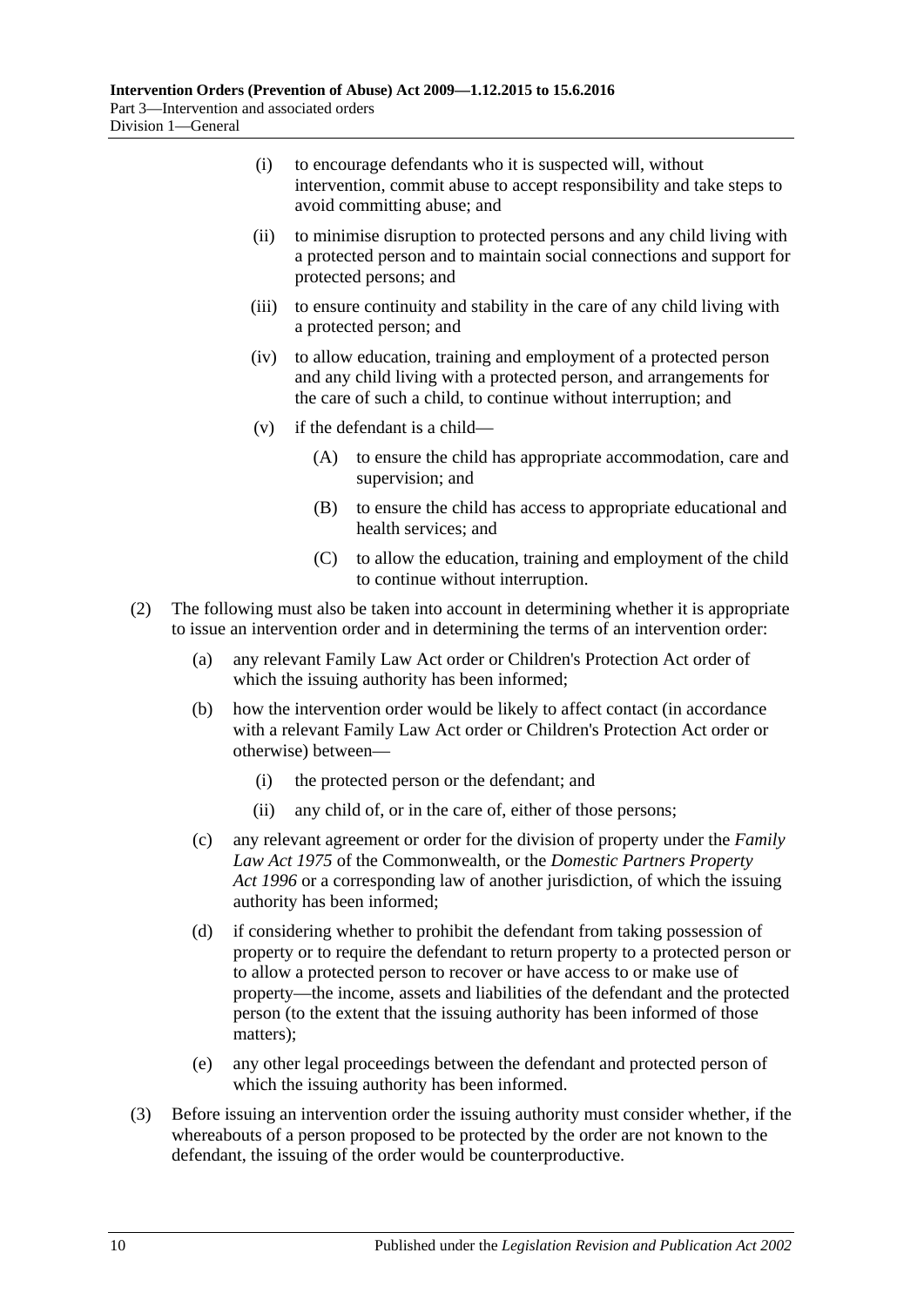(i) to encourage defendants who it is suspected will, without intervention, commit abuse to accept responsibility and take steps to avoid committing abuse; and

(ii) to minimise disruption to protected persons and any child living with a protected person and to maintain social connections and support for protected persons; and

(iii) to ensure continuity and stability in the care of any child living with a protected person; and

(iv) to allow education, training and employment of a protected person and any child living with a protected person, and arrangements for the care of such a child, to continue without interruption; and

(v) if the defendant is a child—

(A) to ensure the child has appropriate accommodation, care and supervision; and

(B) to ensure the child has access to appropriate educational and health services; and

(C) to allow the education, training and employment of the child to continue without interruption.

(2) The following must also be taken into account in determining whether it is appropriate to issue an intervention order and in determining the terms of an intervention order:

(a) any relevant Family Law Act order or Children's Protection Act order of which the issuing authority has been informed;

(b) how the intervention order would be likely to affect contact (in accordance with a relevant Family Law Act order or Children's Protection Act order or otherwise) between—

(i) the protected person or the defendant; and

(ii) any child of, or in the care of, either of those persons;

(c) any relevant agreement or order for the division of property under the *Family Law Act 1975* of the Commonwealth, or the *Domestic Partners Property Act 1996* or a corresponding law of another jurisdiction, of which the issuing authority has been informed;

(d) if considering whether to prohibit the defendant from taking possession of property or to require the defendant to return property to a protected person or to allow a protected person to recover or have access to or make use of property—the income, assets and liabilities of the defendant and the protected person (to the extent that the issuing authority has been informed of those matters);

(e) any other legal proceedings between the defendant and protected person of which the issuing authority has been informed.

(3) Before issuing an intervention order the issuing authority must consider whether, if the whereabouts of a person proposed to be protected by the order are not known to the defendant, the issuing of the order would be counterproductive.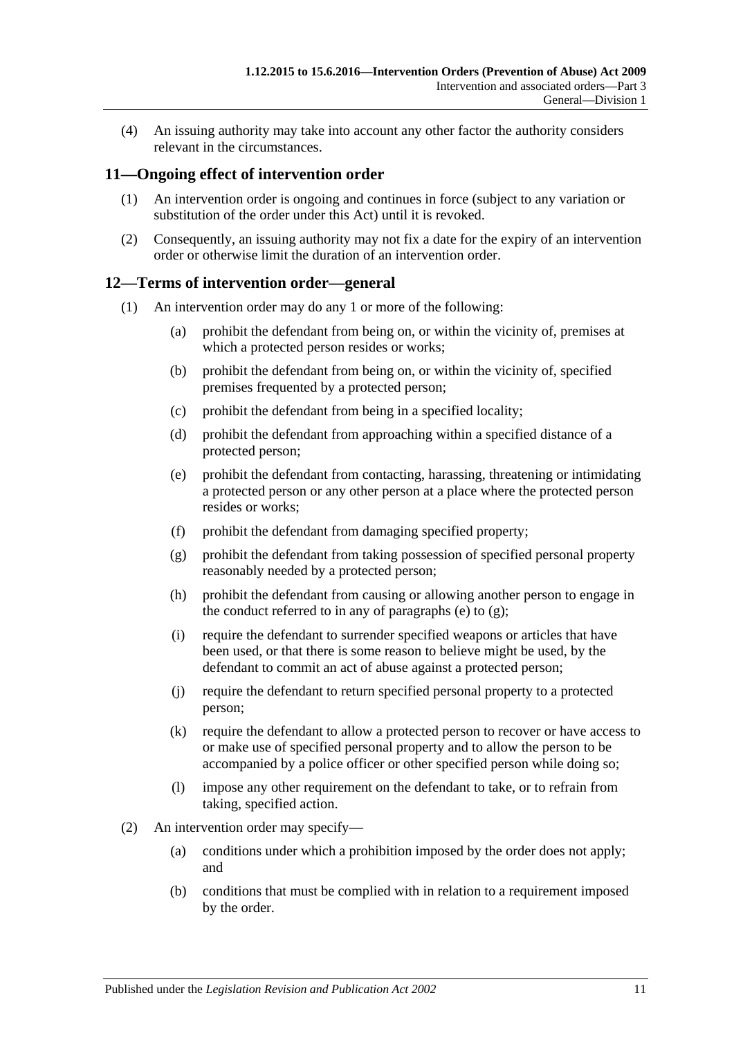(4) An issuing authority may take into account any other factor the authority considers relevant in the circumstances.

## 11—Ongoing effect of intervention order

(1) An intervention order is ongoing and continues in force (subject to any variation or substitution of the order under this Act) until it is revoked.

(2) Consequently, an issuing authority may not fix a date for the expiry of an intervention order or otherwise limit the duration of an intervention order.

## 12—Terms of intervention order—general

(1) An intervention order may do any 1 or more of the following:

(a) prohibit the defendant from being on, or within the vicinity of, premises at which a protected person resides or works;

(b) prohibit the defendant from being on, or within the vicinity of, specified premises frequented by a protected person;

(c) prohibit the defendant from being in a specified locality;

(d) prohibit the defendant from approaching within a specified distance of a protected person;

(e) prohibit the defendant from contacting, harassing, threatening or intimidating a protected person or any other person at a place where the protected person resides or works;

(f) prohibit the defendant from damaging specified property;

(g) prohibit the defendant from taking possession of specified personal property reasonably needed by a protected person;

(h) prohibit the defendant from causing or allowing another person to engage in the conduct referred to in any of paragraphs (e) to (g);

(i) require the defendant to surrender specified weapons or articles that have been used, or that there is some reason to believe might be used, by the defendant to commit an act of abuse against a protected person;

(j) require the defendant to return specified personal property to a protected person;

(k) require the defendant to allow a protected person to recover or have access to or make use of specified personal property and to allow the person to be accompanied by a police officer or other specified person while doing so;

(l) impose any other requirement on the defendant to take, or to refrain from taking, specified action.

(2) An intervention order may specify—

(a) conditions under which a prohibition imposed by the order does not apply; and

(b) conditions that must be complied with in relation to a requirement imposed by the order.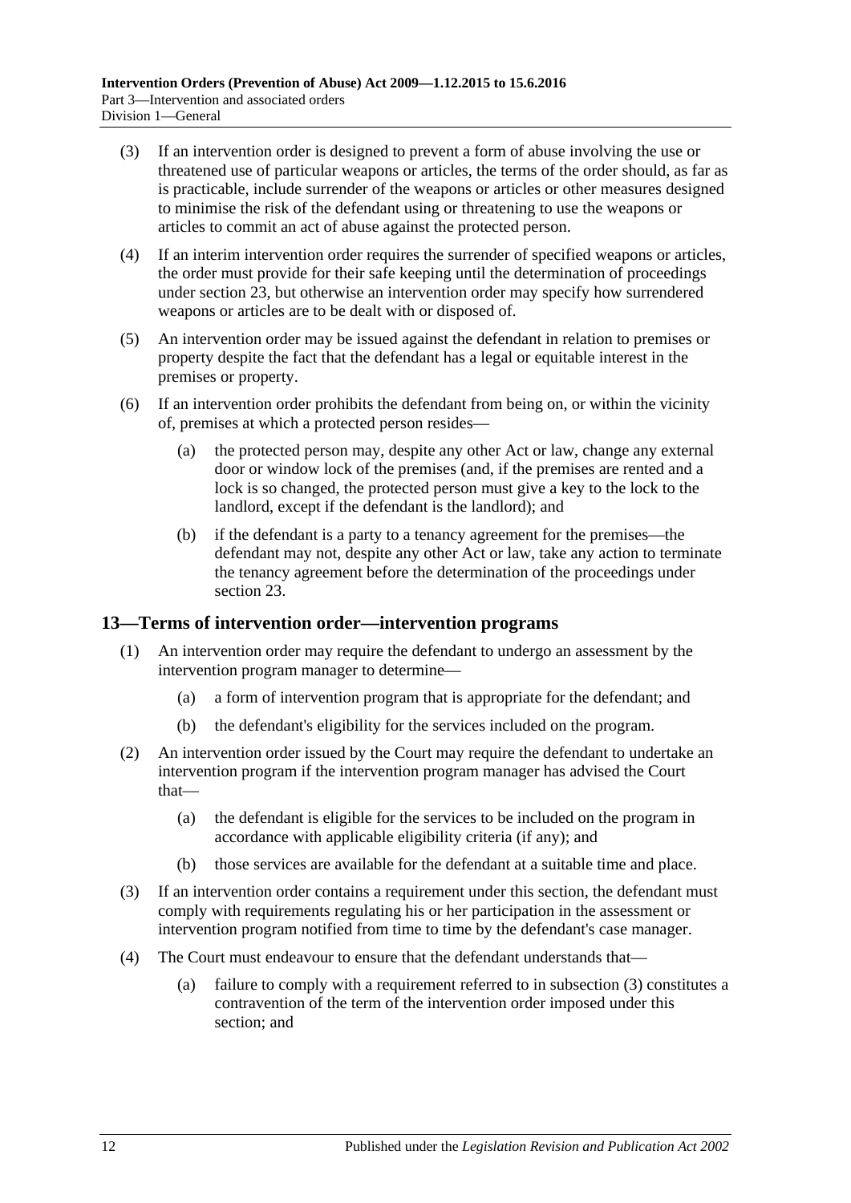(3) If an intervention order is designed to prevent a form of abuse involving the use or threatened use of particular weapons or articles, the terms of the order should, as far as is practicable, include surrender of the weapons or articles or other measures designed to minimise the risk of the defendant using or threatening to use the weapons or articles to commit an act of abuse against the protected person.

(4) If an interim intervention order requires the surrender of specified weapons or articles, the order must provide for their safe keeping until the determination of proceedings under section 23, but otherwise an intervention order may specify how surrendered weapons or articles are to be dealt with or disposed of.

(5) An intervention order may be issued against the defendant in relation to premises or property despite the fact that the defendant has a legal or equitable interest in the premises or property.

(6) If an intervention order prohibits the defendant from being on, or within the vicinity of, premises at which a protected person resides—

(a) the protected person may, despite any other Act or law, change any external door or window lock of the premises (and, if the premises are rented and a lock is so changed, the protected person must give a key to the lock to the landlord, except if the defendant is the landlord); and

(b) if the defendant is a party to a tenancy agreement for the premises—the defendant may not, despite any other Act or law, take any action to terminate the tenancy agreement before the determination of the proceedings under section 23.

## 13—Terms of intervention order—intervention programs

(1) An intervention order may require the defendant to undergo an assessment by the intervention program manager to determine—

(a) a form of intervention program that is appropriate for the defendant; and

(b) the defendant's eligibility for the services included on the program.

(2) An intervention order issued by the Court may require the defendant to undertake an intervention program if the intervention program manager has advised the Court that—

(a) the defendant is eligible for the services to be included on the program in accordance with applicable eligibility criteria (if any); and

(b) those services are available for the defendant at a suitable time and place.

(3) If an intervention order contains a requirement under this section, the defendant must comply with requirements regulating his or her participation in the assessment or intervention program notified from time to time by the defendant's case manager.

(4) The Court must endeavour to ensure that the defendant understands that—

(a) failure to comply with a requirement referred to in subsection (3) constitutes a contravention of the term of the intervention order imposed under this section; and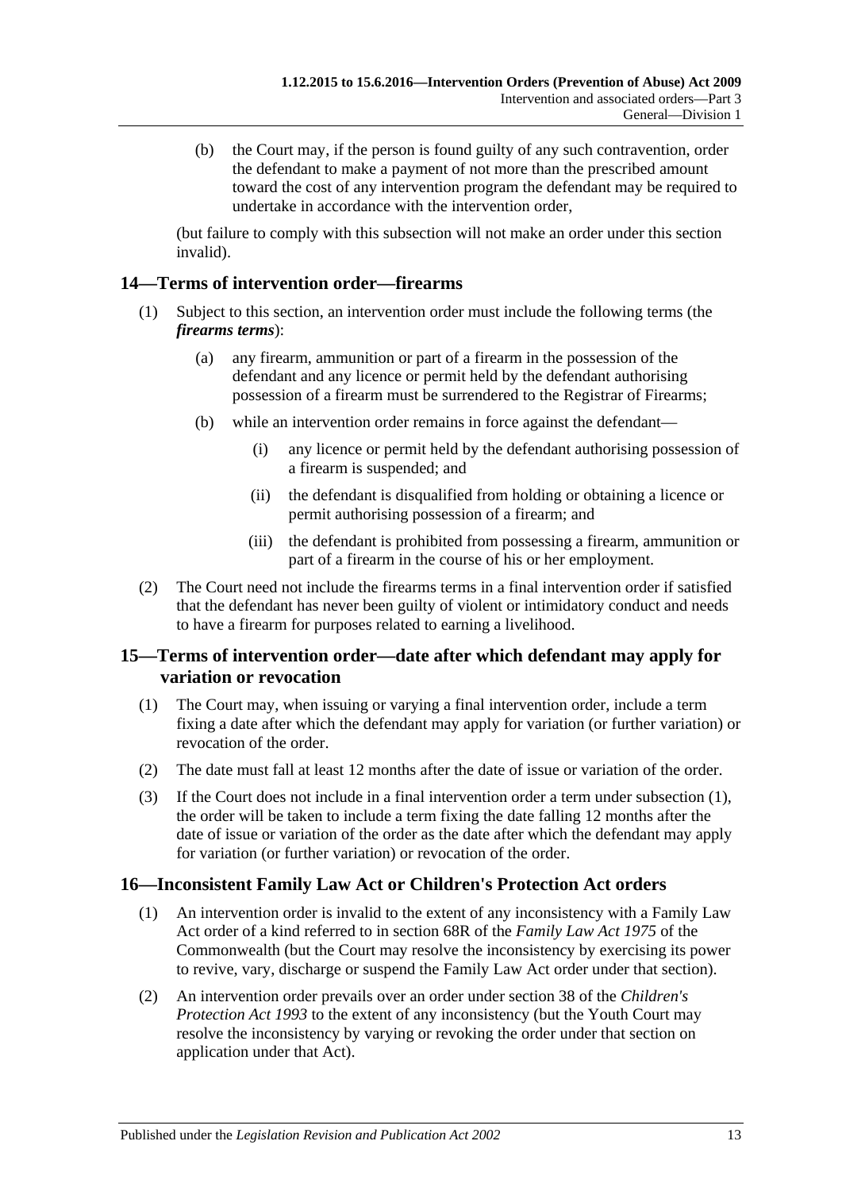(b) the Court may, if the person is found guilty of any such contravention, order the defendant to make a payment of not more than the prescribed amount toward the cost of any intervention program the defendant may be required to undertake in accordance with the intervention order,

(but failure to comply with this subsection will not make an order under this section invalid).

## 14—Terms of intervention order—firearms

(1) Subject to this section, an intervention order must include the following terms (the ***firearms terms***):

(a) any firearm, ammunition or part of a firearm in the possession of the defendant and any licence or permit held by the defendant authorising possession of a firearm must be surrendered to the Registrar of Firearms;

(b) while an intervention order remains in force against the defendant—

(i) any licence or permit held by the defendant authorising possession of a firearm is suspended; and

(ii) the defendant is disqualified from holding or obtaining a licence or permit authorising possession of a firearm; and

(iii) the defendant is prohibited from possessing a firearm, ammunition or part of a firearm in the course of his or her employment.

(2) The Court need not include the firearms terms in a final intervention order if satisfied that the defendant has never been guilty of violent or intimidatory conduct and needs to have a firearm for purposes related to earning a livelihood.

## 15—Terms of intervention order—date after which defendant may apply for variation or revocation

(1) The Court may, when issuing or varying a final intervention order, include a term fixing a date after which the defendant may apply for variation (or further variation) or revocation of the order.

(2) The date must fall at least 12 months after the date of issue or variation of the order.

(3) If the Court does not include in a final intervention order a term under subsection (1), the order will be taken to include a term fixing the date falling 12 months after the date of issue or variation of the order as the date after which the defendant may apply for variation (or further variation) or revocation of the order.

## 16—Inconsistent Family Law Act or Children's Protection Act orders

(1) An intervention order is invalid to the extent of any inconsistency with a Family Law Act order of a kind referred to in section 68R of the *Family Law Act 1975* of the Commonwealth (but the Court may resolve the inconsistency by exercising its power to revive, vary, discharge or suspend the Family Law Act order under that section).

(2) An intervention order prevails over an order under section 38 of the *Children's Protection Act 1993* to the extent of any inconsistency (but the Youth Court may resolve the inconsistency by varying or revoking the order under that section on application under that Act).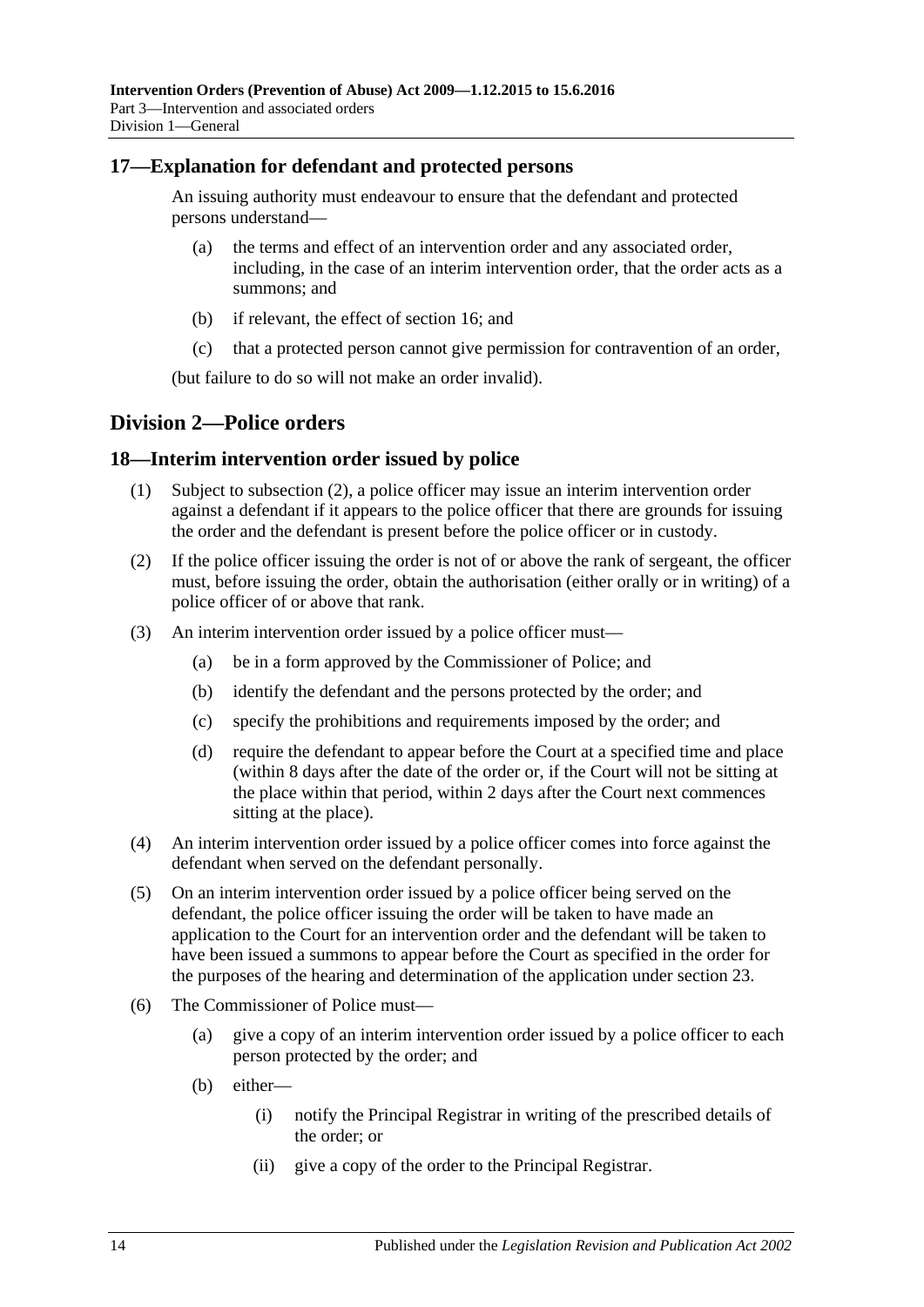## 17—Explanation for defendant and protected persons

An issuing authority must endeavour to ensure that the defendant and protected persons understand—

(a) the terms and effect of an intervention order and any associated order, including, in the case of an interim intervention order, that the order acts as a summons; and

(b) if relevant, the effect of section 16; and

(c) that a protected person cannot give permission for contravention of an order,

(but failure to do so will not make an order invalid).

# Division 2—Police orders

## 18—Interim intervention order issued by police

(1) Subject to subsection (2), a police officer may issue an interim intervention order against a defendant if it appears to the police officer that there are grounds for issuing the order and the defendant is present before the police officer or in custody.

(2) If the police officer issuing the order is not of or above the rank of sergeant, the officer must, before issuing the order, obtain the authorisation (either orally or in writing) of a police officer of or above that rank.

(3) An interim intervention order issued by a police officer must—

(a) be in a form approved by the Commissioner of Police; and

(b) identify the defendant and the persons protected by the order; and

(c) specify the prohibitions and requirements imposed by the order; and

(d) require the defendant to appear before the Court at a specified time and place (within 8 days after the date of the order or, if the Court will not be sitting at the place within that period, within 2 days after the Court next commences sitting at the place).

(4) An interim intervention order issued by a police officer comes into force against the defendant when served on the defendant personally.

(5) On an interim intervention order issued by a police officer being served on the defendant, the police officer issuing the order will be taken to have made an application to the Court for an intervention order and the defendant will be taken to have been issued a summons to appear before the Court as specified in the order for the purposes of the hearing and determination of the application under section 23.

(6) The Commissioner of Police must—

(a) give a copy of an interim intervention order issued by a police officer to each person protected by the order; and

(b) either—

(i) notify the Principal Registrar in writing of the prescribed details of the order; or

(ii) give a copy of the order to the Principal Registrar.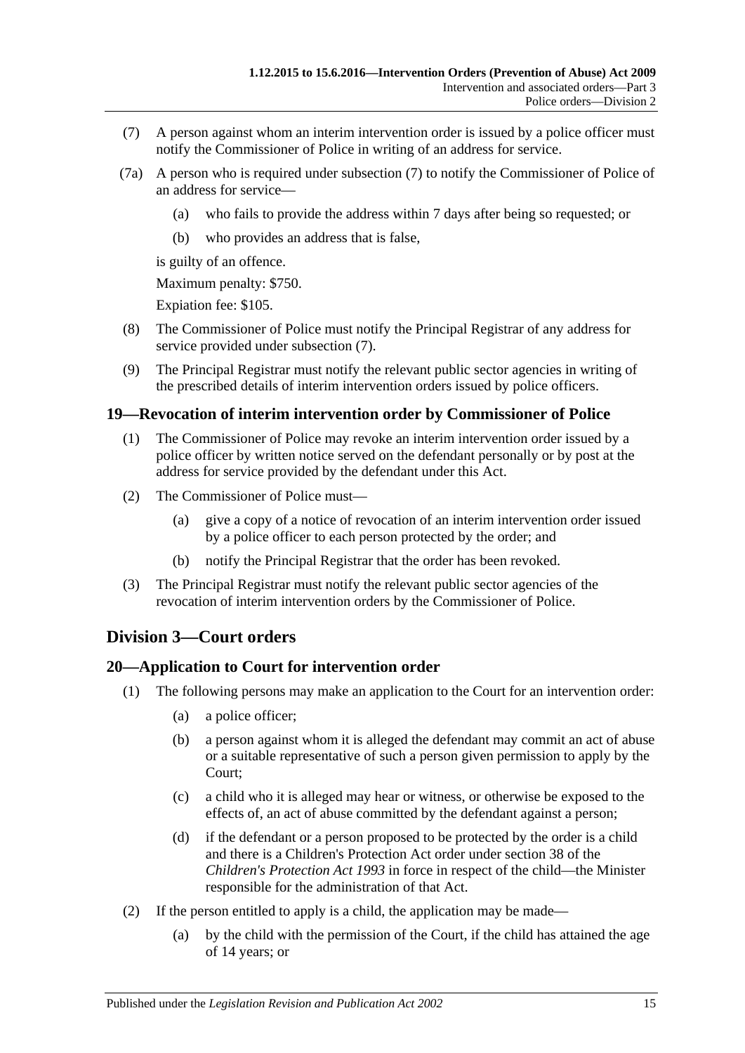(7) A person against whom an interim intervention order is issued by a police officer must notify the Commissioner of Police in writing of an address for service.

(7a) A person who is required under subsection (7) to notify the Commissioner of Police of an address for service—

(a) who fails to provide the address within 7 days after being so requested; or

(b) who provides an address that is false,

is guilty of an offence.

Maximum penalty: $750.

Expiation fee: $105.

(8) The Commissioner of Police must notify the Principal Registrar of any address for service provided under subsection (7).

(9) The Principal Registrar must notify the relevant public sector agencies in writing of the prescribed details of interim intervention orders issued by police officers.

## 19—Revocation of interim intervention order by Commissioner of Police

(1) The Commissioner of Police may revoke an interim intervention order issued by a police officer by written notice served on the defendant personally or by post at the address for service provided by the defendant under this Act.

(2) The Commissioner of Police must—

(a) give a copy of a notice of revocation of an interim intervention order issued by a police officer to each person protected by the order; and

(b) notify the Principal Registrar that the order has been revoked.

(3) The Principal Registrar must notify the relevant public sector agencies of the revocation of interim intervention orders by the Commissioner of Police.

# Division 3—Court orders

## 20—Application to Court for intervention order

(1) The following persons may make an application to the Court for an intervention order:

(a) a police officer;

(b) a person against whom it is alleged the defendant may commit an act of abuse or a suitable representative of such a person given permission to apply by the Court;

(c) a child who it is alleged may hear or witness, or otherwise be exposed to the effects of, an act of abuse committed by the defendant against a person;

(d) if the defendant or a person proposed to be protected by the order is a child and there is a Children's Protection Act order under section 38 of the *Children's Protection Act 1993* in force in respect of the child—the Minister responsible for the administration of that Act.

(2) If the person entitled to apply is a child, the application may be made—

(a) by the child with the permission of the Court, if the child has attained the age of 14 years; or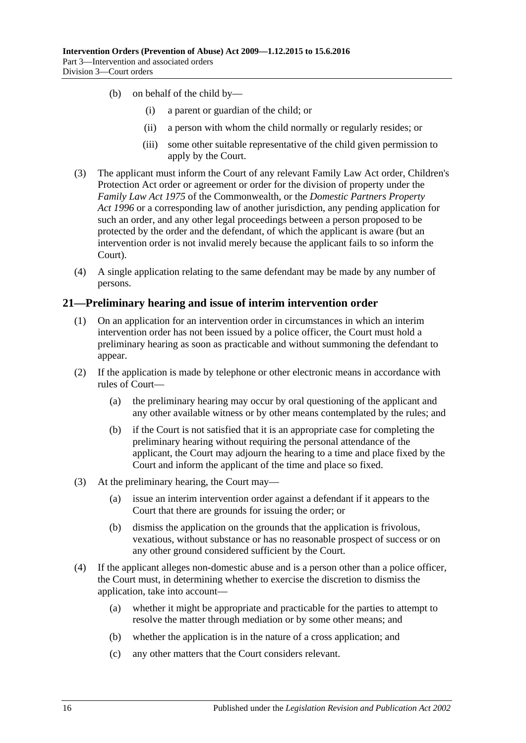(b) on behalf of the child by—

    (i) a parent or guardian of the child; or

    (ii) a person with whom the child normally or regularly resides; or

    (iii) some other suitable representative of the child given permission to apply by the Court.

(3) The applicant must inform the Court of any relevant Family Law Act order, Children's Protection Act order or agreement or order for the division of property under the *Family Law Act 1975* of the Commonwealth, or the *Domestic Partners Property Act 1996* or a corresponding law of another jurisdiction, any pending application for such an order, and any other legal proceedings between a person proposed to be protected by the order and the defendant, of which the applicant is aware (but an intervention order is not invalid merely because the applicant fails to so inform the Court).

(4) A single application relating to the same defendant may be made by any number of persons.

## 21—Preliminary hearing and issue of interim intervention order

(1) On an application for an intervention order in circumstances in which an interim intervention order has not been issued by a police officer, the Court must hold a preliminary hearing as soon as practicable and without summoning the defendant to appear.

(2) If the application is made by telephone or other electronic means in accordance with rules of Court—

   (a) the preliminary hearing may occur by oral questioning of the applicant and any other available witness or by other means contemplated by the rules; and

   (b) if the Court is not satisfied that it is an appropriate case for completing the preliminary hearing without requiring the personal attendance of the applicant, the Court may adjourn the hearing to a time and place fixed by the Court and inform the applicant of the time and place so fixed.

(3) At the preliminary hearing, the Court may—

   (a) issue an interim intervention order against a defendant if it appears to the Court that there are grounds for issuing the order; or

   (b) dismiss the application on the grounds that the application is frivolous, vexatious, without substance or has no reasonable prospect of success or on any other ground considered sufficient by the Court.

(4) If the applicant alleges non-domestic abuse and is a person other than a police officer, the Court must, in determining whether to exercise the discretion to dismiss the application, take into account—

   (a) whether it might be appropriate and practicable for the parties to attempt to resolve the matter through mediation or by some other means; and

   (b) whether the application is in the nature of a cross application; and

   (c) any other matters that the Court considers relevant.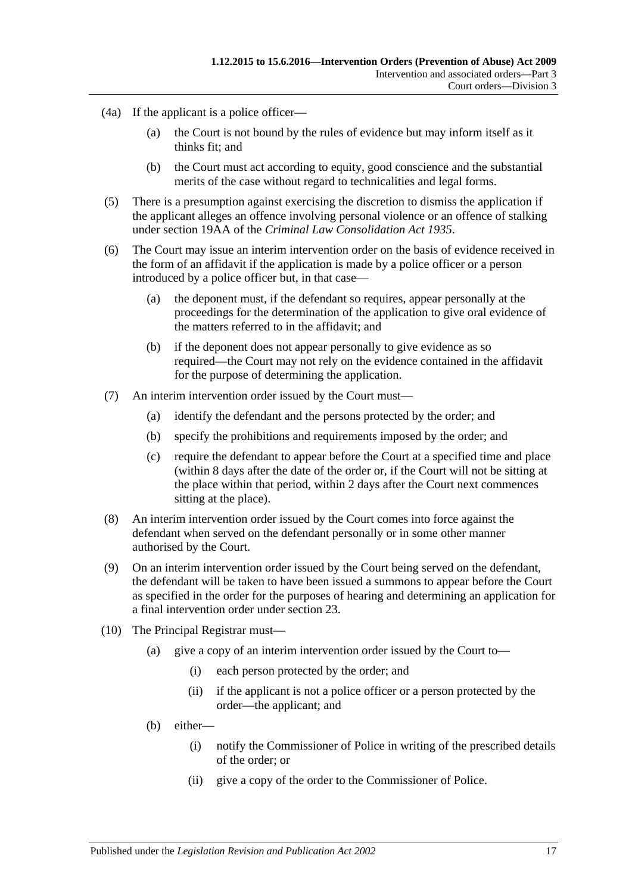(4a) If the applicant is a police officer—

(a) the Court is not bound by the rules of evidence but may inform itself as it thinks fit; and

(b) the Court must act according to equity, good conscience and the substantial merits of the case without regard to technicalities and legal forms.

(5) There is a presumption against exercising the discretion to dismiss the application if the applicant alleges an offence involving personal violence or an offence of stalking under section 19AA of the *Criminal Law Consolidation Act 1935*.

(6) The Court may issue an interim intervention order on the basis of evidence received in the form of an affidavit if the application is made by a police officer or a person introduced by a police officer but, in that case—

(a) the deponent must, if the defendant so requires, appear personally at the proceedings for the determination of the application to give oral evidence of the matters referred to in the affidavit; and

(b) if the deponent does not appear personally to give evidence as so required—the Court may not rely on the evidence contained in the affidavit for the purpose of determining the application.

(7) An interim intervention order issued by the Court must—

(a) identify the defendant and the persons protected by the order; and

(b) specify the prohibitions and requirements imposed by the order; and

(c) require the defendant to appear before the Court at a specified time and place (within 8 days after the date of the order or, if the Court will not be sitting at the place within that period, within 2 days after the Court next commences sitting at the place).

(8) An interim intervention order issued by the Court comes into force against the defendant when served on the defendant personally or in some other manner authorised by the Court.

(9) On an interim intervention order issued by the Court being served on the defendant, the defendant will be taken to have been issued a summons to appear before the Court as specified in the order for the purposes of hearing and determining an application for a final intervention order under section 23.

(10) The Principal Registrar must—

(a) give a copy of an interim intervention order issued by the Court to—

(i) each person protected by the order; and

(ii) if the applicant is not a police officer or a person protected by the order—the applicant; and

(b) either—

(i) notify the Commissioner of Police in writing of the prescribed details of the order; or

(ii) give a copy of the order to the Commissioner of Police.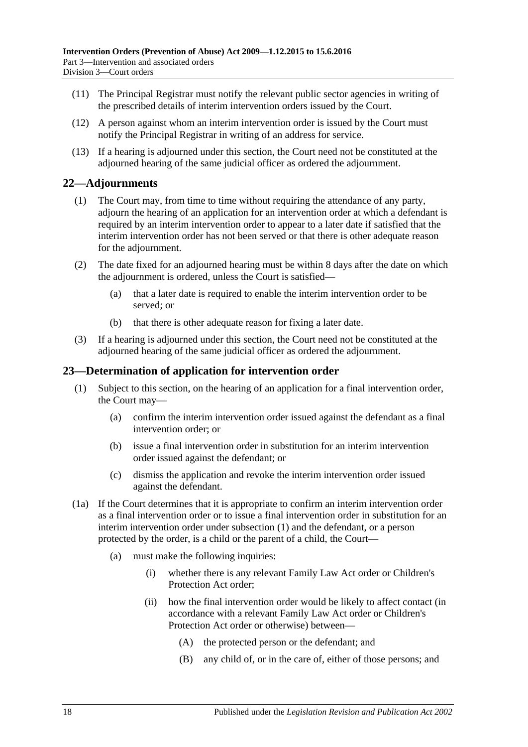(11) The Principal Registrar must notify the relevant public sector agencies in writing of the prescribed details of interim intervention orders issued by the Court.

(12) A person against whom an interim intervention order is issued by the Court must notify the Principal Registrar in writing of an address for service.

(13) If a hearing is adjourned under this section, the Court need not be constituted at the adjourned hearing of the same judicial officer as ordered the adjournment.

## 22—Adjournments

(1) The Court may, from time to time without requiring the attendance of any party, adjourn the hearing of an application for an intervention order at which a defendant is required by an interim intervention order to appear to a later date if satisfied that the interim intervention order has not been served or that there is other adequate reason for the adjournment.

(2) The date fixed for an adjourned hearing must be within 8 days after the date on which the adjournment is ordered, unless the Court is satisfied—

- (a) that a later date is required to enable the interim intervention order to be served; or
- (b) that there is other adequate reason for fixing a later date.

(3) If a hearing is adjourned under this section, the Court need not be constituted at the adjourned hearing of the same judicial officer as ordered the adjournment.

## 23—Determination of application for intervention order

(1) Subject to this section, on the hearing of an application for a final intervention order, the Court may—

- (a) confirm the interim intervention order issued against the defendant as a final intervention order; or
- (b) issue a final intervention order in substitution for an interim intervention order issued against the defendant; or
- (c) dismiss the application and revoke the interim intervention order issued against the defendant.

(1a) If the Court determines that it is appropriate to confirm an interim intervention order as a final intervention order or to issue a final intervention order in substitution for an interim intervention order under subsection (1) and the defendant, or a person protected by the order, is a child or the parent of a child, the Court—

- (a) must make the following inquiries:
  - (i) whether there is any relevant Family Law Act order or Children's Protection Act order;
  - (ii) how the final intervention order would be likely to affect contact (in accordance with a relevant Family Law Act order or Children's Protection Act order or otherwise) between—
    - (A) the protected person or the defendant; and
    - (B) any child of, or in the care of, either of those persons; and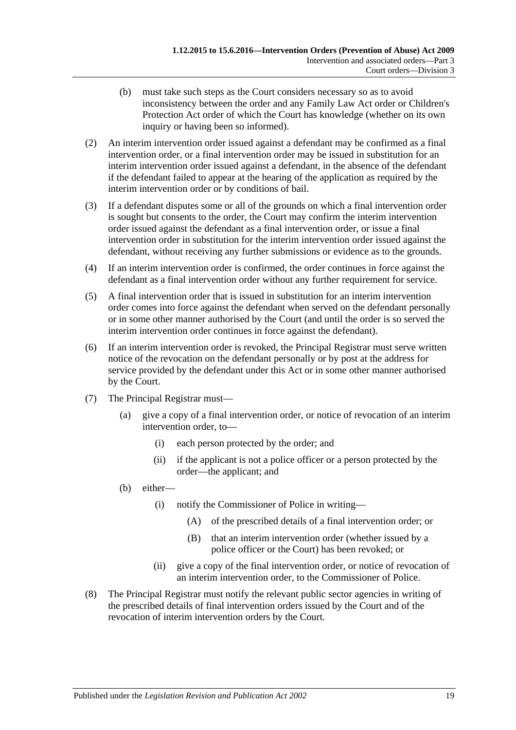(b) must take such steps as the Court considers necessary so as to avoid inconsistency between the order and any Family Law Act order or Children's Protection Act order of which the Court has knowledge (whether on its own inquiry or having been so informed).

(2) An interim intervention order issued against a defendant may be confirmed as a final intervention order, or a final intervention order may be issued in substitution for an interim intervention order issued against a defendant, in the absence of the defendant if the defendant failed to appear at the hearing of the application as required by the interim intervention order or by conditions of bail.

(3) If a defendant disputes some or all of the grounds on which a final intervention order is sought but consents to the order, the Court may confirm the interim intervention order issued against the defendant as a final intervention order, or issue a final intervention order in substitution for the interim intervention order issued against the defendant, without receiving any further submissions or evidence as to the grounds.

(4) If an interim intervention order is confirmed, the order continues in force against the defendant as a final intervention order without any further requirement for service.

(5) A final intervention order that is issued in substitution for an interim intervention order comes into force against the defendant when served on the defendant personally or in some other manner authorised by the Court (and until the order is so served the interim intervention order continues in force against the defendant).

(6) If an interim intervention order is revoked, the Principal Registrar must serve written notice of the revocation on the defendant personally or by post at the address for service provided by the defendant under this Act or in some other manner authorised by the Court.

(7) The Principal Registrar must—

(a) give a copy of a final intervention order, or notice of revocation of an interim intervention order, to—

(i) each person protected by the order; and

(ii) if the applicant is not a police officer or a person protected by the order—the applicant; and

(b) either—

(i) notify the Commissioner of Police in writing—

(A) of the prescribed details of a final intervention order; or

(B) that an interim intervention order (whether issued by a police officer or the Court) has been revoked; or

(ii) give a copy of the final intervention order, or notice of revocation of an interim intervention order, to the Commissioner of Police.

(8) The Principal Registrar must notify the relevant public sector agencies in writing of the prescribed details of final intervention orders issued by the Court and of the revocation of interim intervention orders by the Court.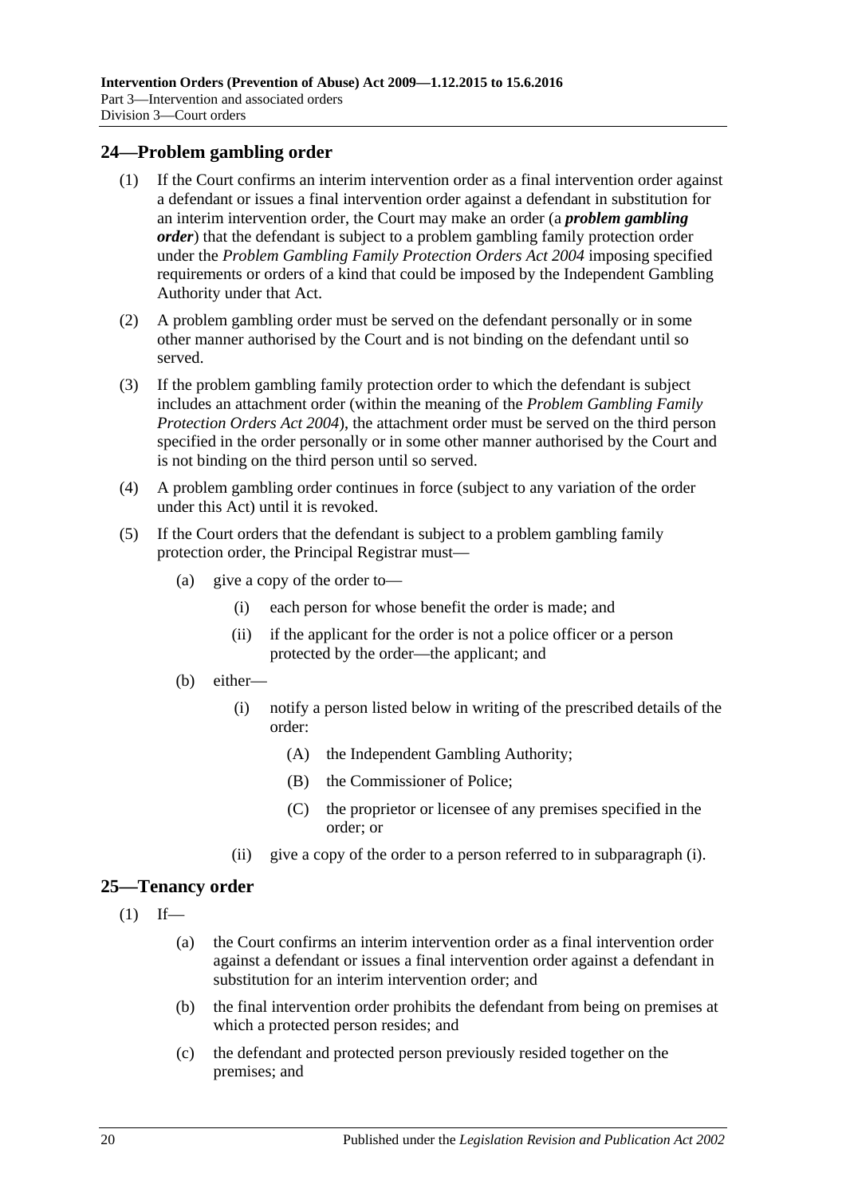## 24—Problem gambling order

(1) If the Court confirms an interim intervention order as a final intervention order against a defendant or issues a final intervention order against a defendant in substitution for an interim intervention order, the Court may make an order (a ***problem gambling order***) that the defendant is subject to a problem gambling family protection order under the *Problem Gambling Family Protection Orders Act 2004* imposing specified requirements or orders of a kind that could be imposed by the Independent Gambling Authority under that Act.

(2) A problem gambling order must be served on the defendant personally or in some other manner authorised by the Court and is not binding on the defendant until so served.

(3) If the problem gambling family protection order to which the defendant is subject includes an attachment order (within the meaning of the *Problem Gambling Family Protection Orders Act 2004*), the attachment order must be served on the third person specified in the order personally or in some other manner authorised by the Court and is not binding on the third person until so served.

(4) A problem gambling order continues in force (subject to any variation of the order under this Act) until it is revoked.

(5) If the Court orders that the defendant is subject to a problem gambling family protection order, the Principal Registrar must—

- (a) give a copy of the order to—
  - (i) each person for whose benefit the order is made; and
  - (ii) if the applicant for the order is not a police officer or a person protected by the order—the applicant; and
- (b) either—
  - (i) notify a person listed below in writing of the prescribed details of the order:
    - (A) the Independent Gambling Authority;
    - (B) the Commissioner of Police;
    - (C) the proprietor or licensee of any premises specified in the order; or
  - (ii) give a copy of the order to a person referred to in subparagraph (i).

## 25—Tenancy order

(1) If—

- (a) the Court confirms an interim intervention order as a final intervention order against a defendant or issues a final intervention order against a defendant in substitution for an interim intervention order; and
- (b) the final intervention order prohibits the defendant from being on premises at which a protected person resides; and
- (c) the defendant and protected person previously resided together on the premises; and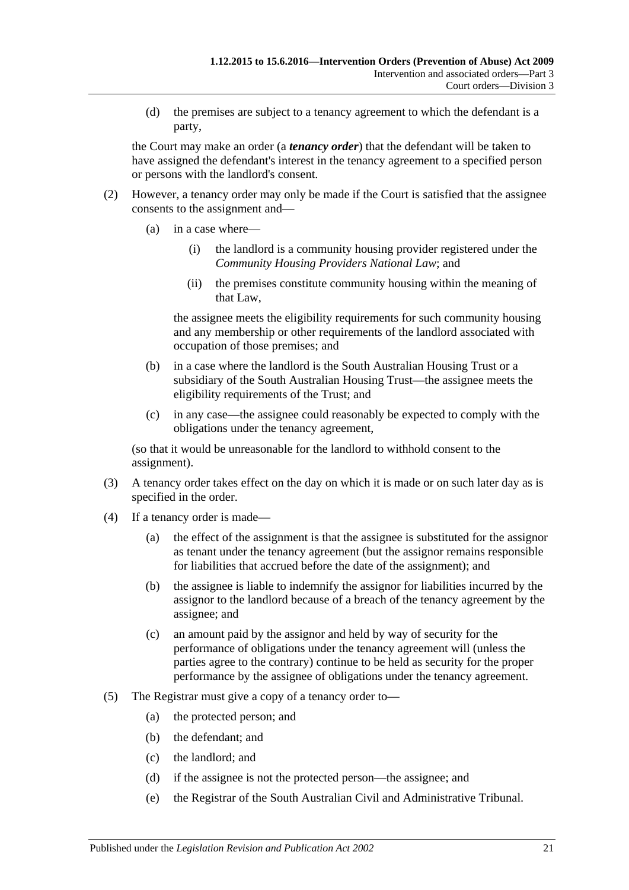(d) the premises are subject to a tenancy agreement to which the defendant is a party,

the Court may make an order (a ***tenancy order***) that the defendant will be taken to have assigned the defendant's interest in the tenancy agreement to a specified person or persons with the landlord's consent.

(2) However, a tenancy order may only be made if the Court is satisfied that the assignee consents to the assignment and—

(a) in a case where—

(i) the landlord is a community housing provider registered under the *Community Housing Providers National Law*; and

(ii) the premises constitute community housing within the meaning of that Law,

the assignee meets the eligibility requirements for such community housing and any membership or other requirements of the landlord associated with occupation of those premises; and

(b) in a case where the landlord is the South Australian Housing Trust or a subsidiary of the South Australian Housing Trust—the assignee meets the eligibility requirements of the Trust; and

(c) in any case—the assignee could reasonably be expected to comply with the obligations under the tenancy agreement,

(so that it would be unreasonable for the landlord to withhold consent to the assignment).

(3) A tenancy order takes effect on the day on which it is made or on such later day as is specified in the order.

(4) If a tenancy order is made—

(a) the effect of the assignment is that the assignee is substituted for the assignor as tenant under the tenancy agreement (but the assignor remains responsible for liabilities that accrued before the date of the assignment); and

(b) the assignee is liable to indemnify the assignor for liabilities incurred by the assignor to the landlord because of a breach of the tenancy agreement by the assignee; and

(c) an amount paid by the assignor and held by way of security for the performance of obligations under the tenancy agreement will (unless the parties agree to the contrary) continue to be held as security for the proper performance by the assignee of obligations under the tenancy agreement.

(5) The Registrar must give a copy of a tenancy order to—

(a) the protected person; and

(b) the defendant; and

(c) the landlord; and

(d) if the assignee is not the protected person—the assignee; and

(e) the Registrar of the South Australian Civil and Administrative Tribunal.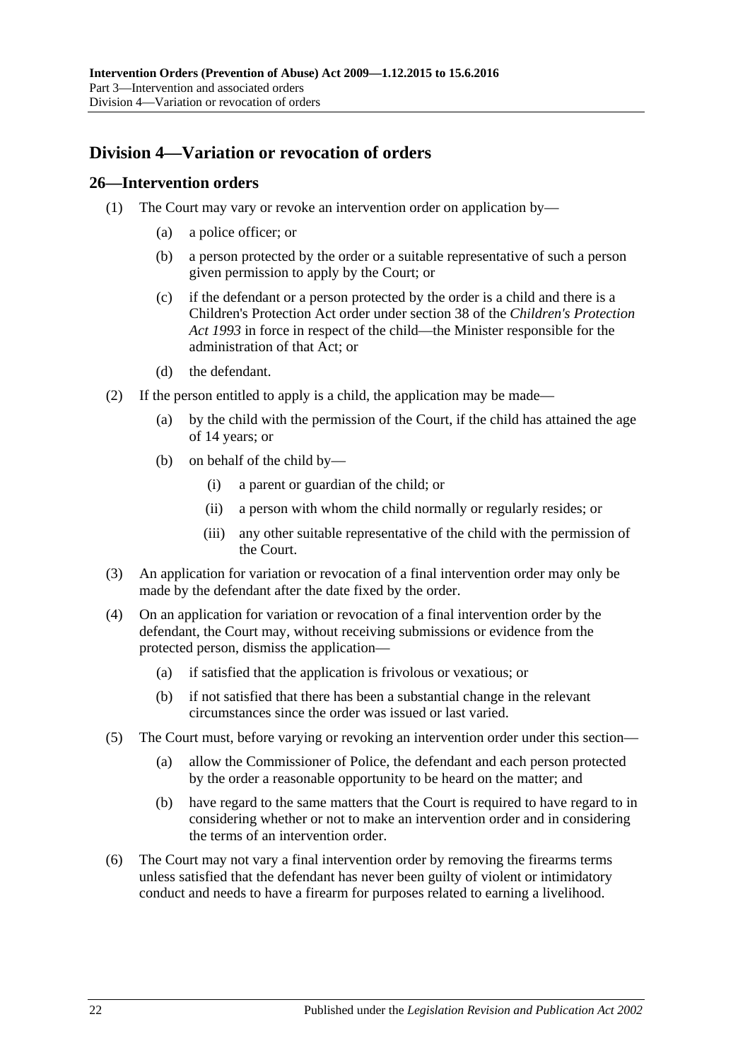## Division 4—Variation or revocation of orders

### 26—Intervention orders

(1) The Court may vary or revoke an intervention order on application by—

- (a) a police officer; or
- (b) a person protected by the order or a suitable representative of such a person given permission to apply by the Court; or
- (c) if the defendant or a person protected by the order is a child and there is a Children's Protection Act order under section 38 of the *Children's Protection Act 1993* in force in respect of the child—the Minister responsible for the administration of that Act; or
- (d) the defendant.

(2) If the person entitled to apply is a child, the application may be made—

- (a) by the child with the permission of the Court, if the child has attained the age of 14 years; or
- (b) on behalf of the child by—
  - (i) a parent or guardian of the child; or
  - (ii) a person with whom the child normally or regularly resides; or
  - (iii) any other suitable representative of the child with the permission of the Court.

(3) An application for variation or revocation of a final intervention order may only be made by the defendant after the date fixed by the order.

(4) On an application for variation or revocation of a final intervention order by the defendant, the Court may, without receiving submissions or evidence from the protected person, dismiss the application—

- (a) if satisfied that the application is frivolous or vexatious; or
- (b) if not satisfied that there has been a substantial change in the relevant circumstances since the order was issued or last varied.

(5) The Court must, before varying or revoking an intervention order under this section—

- (a) allow the Commissioner of Police, the defendant and each person protected by the order a reasonable opportunity to be heard on the matter; and
- (b) have regard to the same matters that the Court is required to have regard to in considering whether or not to make an intervention order and in considering the terms of an intervention order.

(6) The Court may not vary a final intervention order by removing the firearms terms unless satisfied that the defendant has never been guilty of violent or intimidatory conduct and needs to have a firearm for purposes related to earning a livelihood.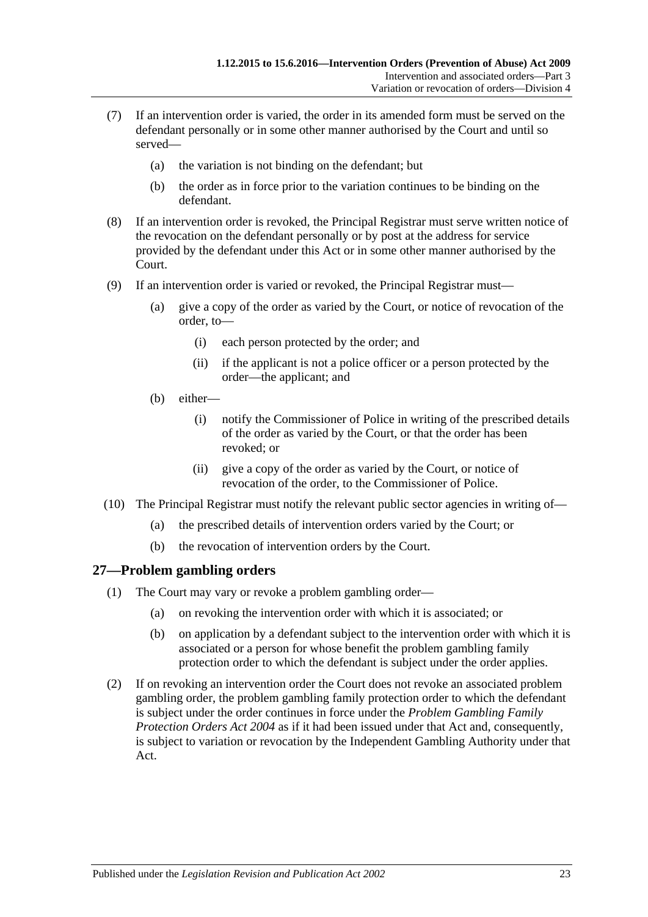(7) If an intervention order is varied, the order in its amended form must be served on the defendant personally or in some other manner authorised by the Court and until so served—

(a) the variation is not binding on the defendant; but

(b) the order as in force prior to the variation continues to be binding on the defendant.

(8) If an intervention order is revoked, the Principal Registrar must serve written notice of the revocation on the defendant personally or by post at the address for service provided by the defendant under this Act or in some other manner authorised by the Court.

(9) If an intervention order is varied or revoked, the Principal Registrar must—

(a) give a copy of the order as varied by the Court, or notice of revocation of the order, to—

(i) each person protected by the order; and

(ii) if the applicant is not a police officer or a person protected by the order—the applicant; and

(b) either—

(i) notify the Commissioner of Police in writing of the prescribed details of the order as varied by the Court, or that the order has been revoked; or

(ii) give a copy of the order as varied by the Court, or notice of revocation of the order, to the Commissioner of Police.

(10) The Principal Registrar must notify the relevant public sector agencies in writing of—

(a) the prescribed details of intervention orders varied by the Court; or

(b) the revocation of intervention orders by the Court.

## 27—Problem gambling orders

(1) The Court may vary or revoke a problem gambling order—

(a) on revoking the intervention order with which it is associated; or

(b) on application by a defendant subject to the intervention order with which it is associated or a person for whose benefit the problem gambling family protection order to which the defendant is subject under the order applies.

(2) If on revoking an intervention order the Court does not revoke an associated problem gambling order, the problem gambling family protection order to which the defendant is subject under the order continues in force under the *Problem Gambling Family Protection Orders Act 2004* as if it had been issued under that Act and, consequently, is subject to variation or revocation by the Independent Gambling Authority under that Act.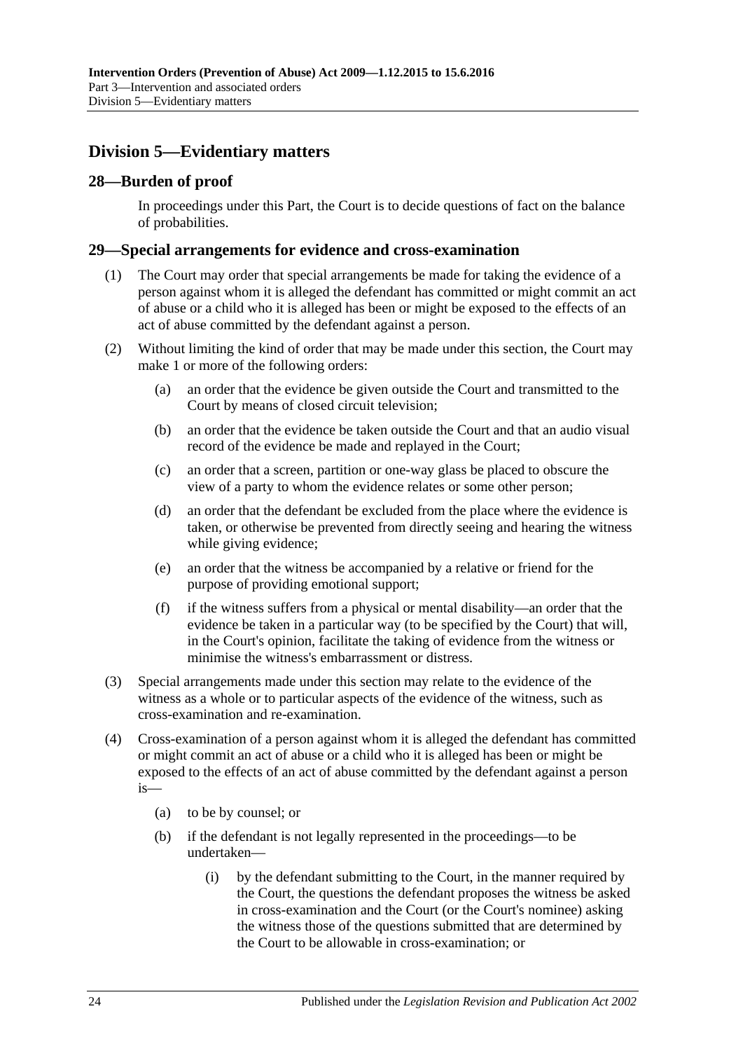## Division 5—Evidentiary matters

### 28—Burden of proof

In proceedings under this Part, the Court is to decide questions of fact on the balance of probabilities.

### 29—Special arrangements for evidence and cross-examination

(1) The Court may order that special arrangements be made for taking the evidence of a person against whom it is alleged the defendant has committed or might commit an act of abuse or a child who it is alleged has been or might be exposed to the effects of an act of abuse committed by the defendant against a person.

(2) Without limiting the kind of order that may be made under this section, the Court may make 1 or more of the following orders:

- (a) an order that the evidence be given outside the Court and transmitted to the Court by means of closed circuit television;
- (b) an order that the evidence be taken outside the Court and that an audio visual record of the evidence be made and replayed in the Court;
- (c) an order that a screen, partition or one-way glass be placed to obscure the view of a party to whom the evidence relates or some other person;
- (d) an order that the defendant be excluded from the place where the evidence is taken, or otherwise be prevented from directly seeing and hearing the witness while giving evidence;
- (e) an order that the witness be accompanied by a relative or friend for the purpose of providing emotional support;
- (f) if the witness suffers from a physical or mental disability—an order that the evidence be taken in a particular way (to be specified by the Court) that will, in the Court's opinion, facilitate the taking of evidence from the witness or minimise the witness's embarrassment or distress.

(3) Special arrangements made under this section may relate to the evidence of the witness as a whole or to particular aspects of the evidence of the witness, such as cross-examination and re-examination.

(4) Cross-examination of a person against whom it is alleged the defendant has committed or might commit an act of abuse or a child who it is alleged has been or might be exposed to the effects of an act of abuse committed by the defendant against a person is—

- (a) to be by counsel; or
- (b) if the defendant is not legally represented in the proceedings—to be undertaken—
  - (i) by the defendant submitting to the Court, in the manner required by the Court, the questions the defendant proposes the witness be asked in cross-examination and the Court (or the Court's nominee) asking the witness those of the questions submitted that are determined by the Court to be allowable in cross-examination; or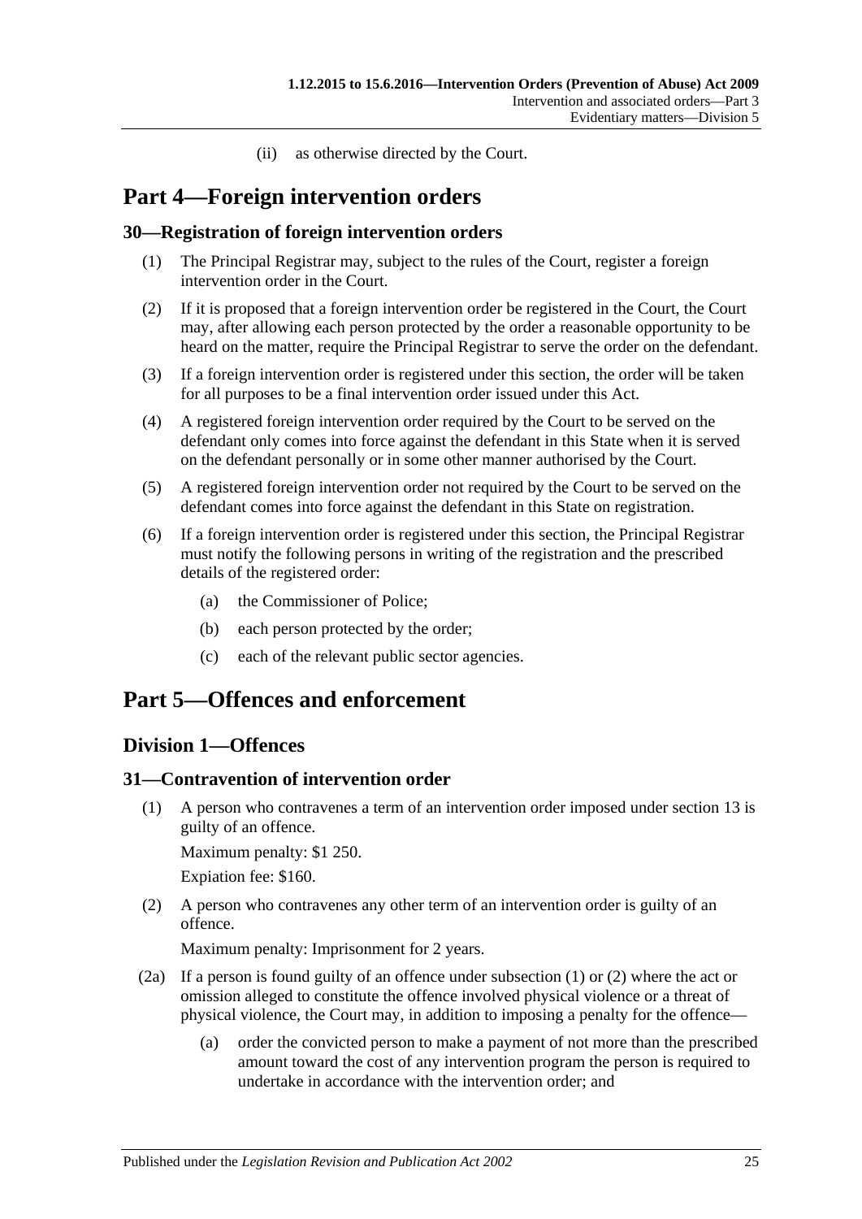(ii) as otherwise directed by the Court.

# Part 4—Foreign intervention orders

## 30—Registration of foreign intervention orders

(1) The Principal Registrar may, subject to the rules of the Court, register a foreign intervention order in the Court.

(2) If it is proposed that a foreign intervention order be registered in the Court, the Court may, after allowing each person protected by the order a reasonable opportunity to be heard on the matter, require the Principal Registrar to serve the order on the defendant.

(3) If a foreign intervention order is registered under this section, the order will be taken for all purposes to be a final intervention order issued under this Act.

(4) A registered foreign intervention order required by the Court to be served on the defendant only comes into force against the defendant in this State when it is served on the defendant personally or in some other manner authorised by the Court.

(5) A registered foreign intervention order not required by the Court to be served on the defendant comes into force against the defendant in this State on registration.

(6) If a foreign intervention order is registered under this section, the Principal Registrar must notify the following persons in writing of the registration and the prescribed details of the registered order:

- (a) the Commissioner of Police;
- (b) each person protected by the order;
- (c) each of the relevant public sector agencies.

# Part 5—Offences and enforcement

## Division 1—Offences

## 31—Contravention of intervention order

(1) A person who contravenes a term of an intervention order imposed under section 13 is guilty of an offence.

Maximum penalty: $1 250.

Expiation fee: $160.

(2) A person who contravenes any other term of an intervention order is guilty of an offence.

Maximum penalty: Imprisonment for 2 years.

(2a) If a person is found guilty of an offence under subsection (1) or (2) where the act or omission alleged to constitute the offence involved physical violence or a threat of physical violence, the Court may, in addition to imposing a penalty for the offence—

- (a) order the convicted person to make a payment of not more than the prescribed amount toward the cost of any intervention program the person is required to undertake in accordance with the intervention order; and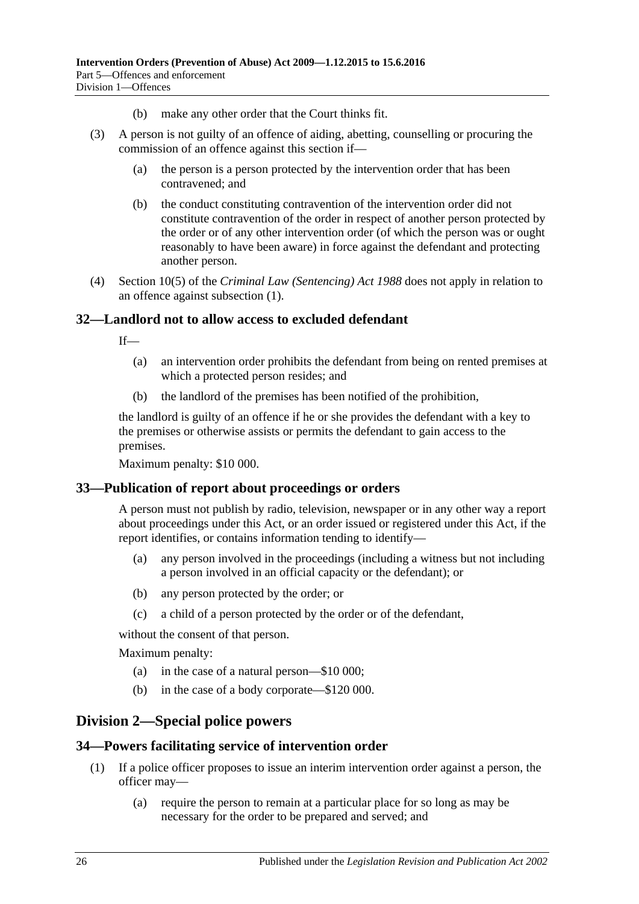(b) make any other order that the Court thinks fit.

(3) A person is not guilty of an offence of aiding, abetting, counselling or procuring the commission of an offence against this section if—

(a) the person is a person protected by the intervention order that has been contravened; and

(b) the conduct constituting contravention of the intervention order did not constitute contravention of the order in respect of another person protected by the order or of any other intervention order (of which the person was or ought reasonably to have been aware) in force against the defendant and protecting another person.

(4) Section 10(5) of the *Criminal Law (Sentencing) Act 1988* does not apply in relation to an offence against subsection (1).

## 32—Landlord not to allow access to excluded defendant

If—

(a) an intervention order prohibits the defendant from being on rented premises at which a protected person resides; and

(b) the landlord of the premises has been notified of the prohibition,

the landlord is guilty of an offence if he or she provides the defendant with a key to the premises or otherwise assists or permits the defendant to gain access to the premises.

Maximum penalty: $10 000.

## 33—Publication of report about proceedings or orders

A person must not publish by radio, television, newspaper or in any other way a report about proceedings under this Act, or an order issued or registered under this Act, if the report identifies, or contains information tending to identify—

(a) any person involved in the proceedings (including a witness but not including a person involved in an official capacity or the defendant); or

(b) any person protected by the order; or

(c) a child of a person protected by the order or of the defendant,

without the consent of that person.

Maximum penalty:

(a) in the case of a natural person—$10 000;

(b) in the case of a body corporate—$120 000.

# Division 2—Special police powers

## 34—Powers facilitating service of intervention order

(1) If a police officer proposes to issue an interim intervention order against a person, the officer may—

(a) require the person to remain at a particular place for so long as may be necessary for the order to be prepared and served; and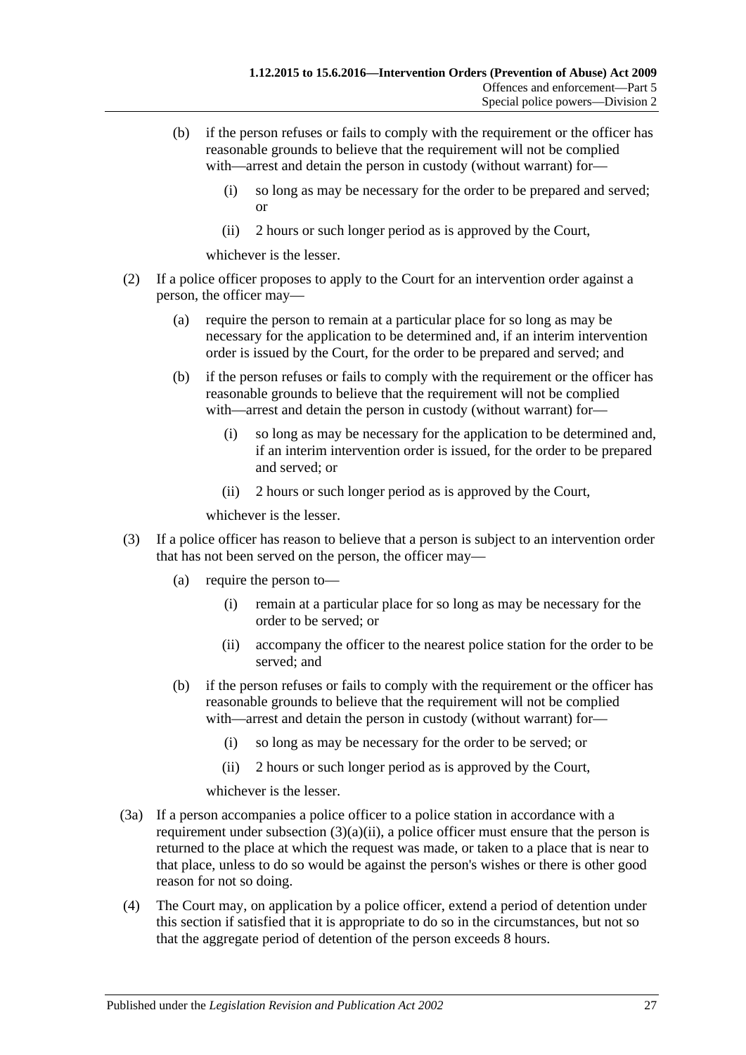(b) if the person refuses or fails to comply with the requirement or the officer has reasonable grounds to believe that the requirement will not be complied with—arrest and detain the person in custody (without warrant) for—

(i) so long as may be necessary for the order to be prepared and served; or

(ii) 2 hours or such longer period as is approved by the Court,

whichever is the lesser.

(2) If a police officer proposes to apply to the Court for an intervention order against a person, the officer may—

(a) require the person to remain at a particular place for so long as may be necessary for the application to be determined and, if an interim intervention order is issued by the Court, for the order to be prepared and served; and

(b) if the person refuses or fails to comply with the requirement or the officer has reasonable grounds to believe that the requirement will not be complied with—arrest and detain the person in custody (without warrant) for—

(i) so long as may be necessary for the application to be determined and, if an interim intervention order is issued, for the order to be prepared and served; or

(ii) 2 hours or such longer period as is approved by the Court,

whichever is the lesser.

(3) If a police officer has reason to believe that a person is subject to an intervention order that has not been served on the person, the officer may—

(a) require the person to—

(i) remain at a particular place for so long as may be necessary for the order to be served; or

(ii) accompany the officer to the nearest police station for the order to be served; and

(b) if the person refuses or fails to comply with the requirement or the officer has reasonable grounds to believe that the requirement will not be complied with—arrest and detain the person in custody (without warrant) for—

(i) so long as may be necessary for the order to be served; or

(ii) 2 hours or such longer period as is approved by the Court,

whichever is the lesser.

(3a) If a person accompanies a police officer to a police station in accordance with a requirement under subsection (3)(a)(ii), a police officer must ensure that the person is returned to the place at which the request was made, or taken to a place that is near to that place, unless to do so would be against the person's wishes or there is other good reason for not so doing.

(4) The Court may, on application by a police officer, extend a period of detention under this section if satisfied that it is appropriate to do so in the circumstances, but not so that the aggregate period of detention of the person exceeds 8 hours.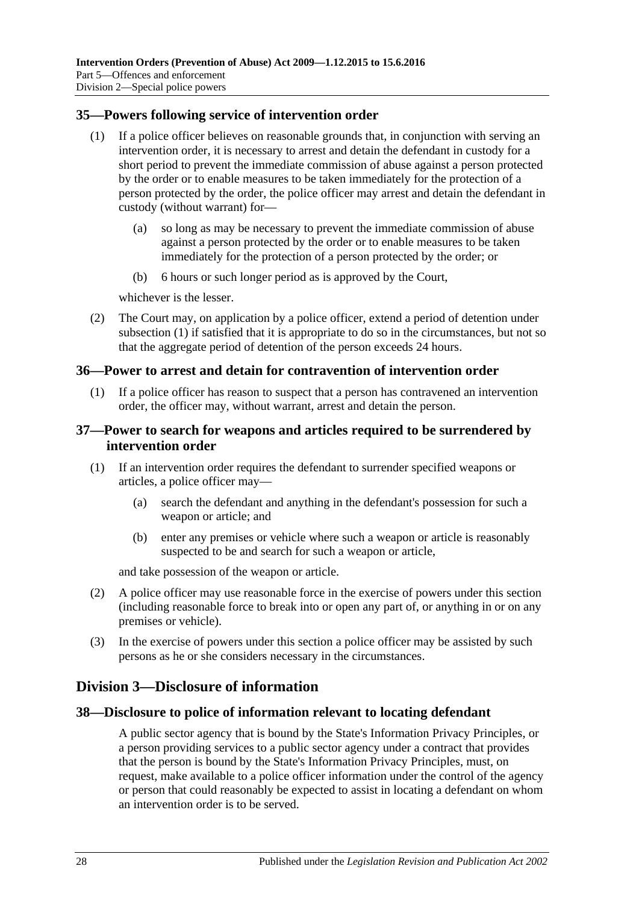## 35—Powers following service of intervention order

(1) If a police officer believes on reasonable grounds that, in conjunction with serving an intervention order, it is necessary to arrest and detain the defendant in custody for a short period to prevent the immediate commission of abuse against a person protected by the order or to enable measures to be taken immediately for the protection of a person protected by the order, the police officer may arrest and detain the defendant in custody (without warrant) for—

   (a) so long as may be necessary to prevent the immediate commission of abuse against a person protected by the order or to enable measures to be taken immediately for the protection of a person protected by the order; or

   (b) 6 hours or such longer period as is approved by the Court,

   whichever is the lesser.

(2) The Court may, on application by a police officer, extend a period of detention under subsection (1) if satisfied that it is appropriate to do so in the circumstances, but not so that the aggregate period of detention of the person exceeds 24 hours.

## 36—Power to arrest and detain for contravention of intervention order

(1) If a police officer has reason to suspect that a person has contravened an intervention order, the officer may, without warrant, arrest and detain the person.

## 37—Power to search for weapons and articles required to be surrendered by intervention order

(1) If an intervention order requires the defendant to surrender specified weapons or articles, a police officer may—

   (a) search the defendant and anything in the defendant's possession for such a weapon or article; and

   (b) enter any premises or vehicle where such a weapon or article is reasonably suspected to be and search for such a weapon or article,

   and take possession of the weapon or article.

(2) A police officer may use reasonable force in the exercise of powers under this section (including reasonable force to break into or open any part of, or anything in or on any premises or vehicle).

(3) In the exercise of powers under this section a police officer may be assisted by such persons as he or she considers necessary in the circumstances.

# Division 3—Disclosure of information

## 38—Disclosure to police of information relevant to locating defendant

A public sector agency that is bound by the State's Information Privacy Principles, or a person providing services to a public sector agency under a contract that provides that the person is bound by the State's Information Privacy Principles, must, on request, make available to a police officer information under the control of the agency or person that could reasonably be expected to assist in locating a defendant on whom an intervention order is to be served.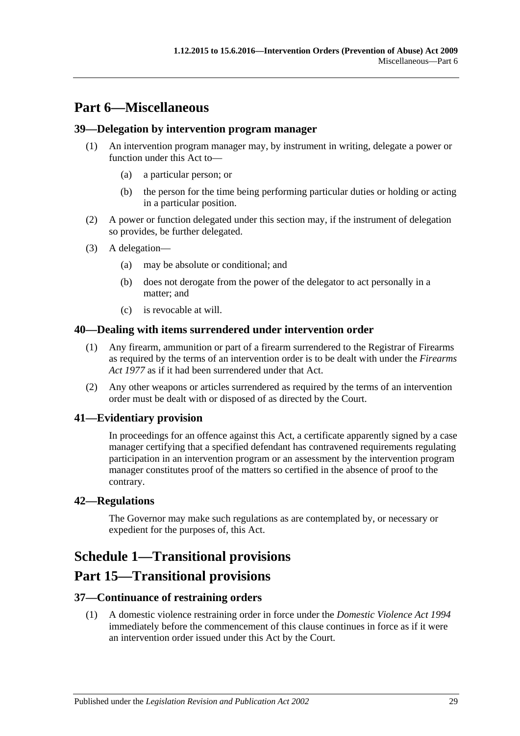# Part 6—Miscellaneous

## 39—Delegation by intervention program manager

(1) An intervention program manager may, by instrument in writing, delegate a power or function under this Act to—

  (a) a particular person; or

  (b) the person for the time being performing particular duties or holding or acting in a particular position.

(2) A power or function delegated under this section may, if the instrument of delegation so provides, be further delegated.

(3) A delegation—

  (a) may be absolute or conditional; and

  (b) does not derogate from the power of the delegator to act personally in a matter; and

  (c) is revocable at will.

## 40—Dealing with items surrendered under intervention order

(1) Any firearm, ammunition or part of a firearm surrendered to the Registrar of Firearms as required by the terms of an intervention order is to be dealt with under the *Firearms Act 1977* as if it had been surrendered under that Act.

(2) Any other weapons or articles surrendered as required by the terms of an intervention order must be dealt with or disposed of as directed by the Court.

## 41—Evidentiary provision

In proceedings for an offence against this Act, a certificate apparently signed by a case manager certifying that a specified defendant has contravened requirements regulating participation in an intervention program or an assessment by the intervention program manager constitutes proof of the matters so certified in the absence of proof to the contrary.

## 42—Regulations

The Governor may make such regulations as are contemplated by, or necessary or expedient for the purposes of, this Act.

# Schedule 1—Transitional provisions

# Part 15—Transitional provisions

## 37—Continuance of restraining orders

(1) A domestic violence restraining order in force under the *Domestic Violence Act 1994* immediately before the commencement of this clause continues in force as if it were an intervention order issued under this Act by the Court.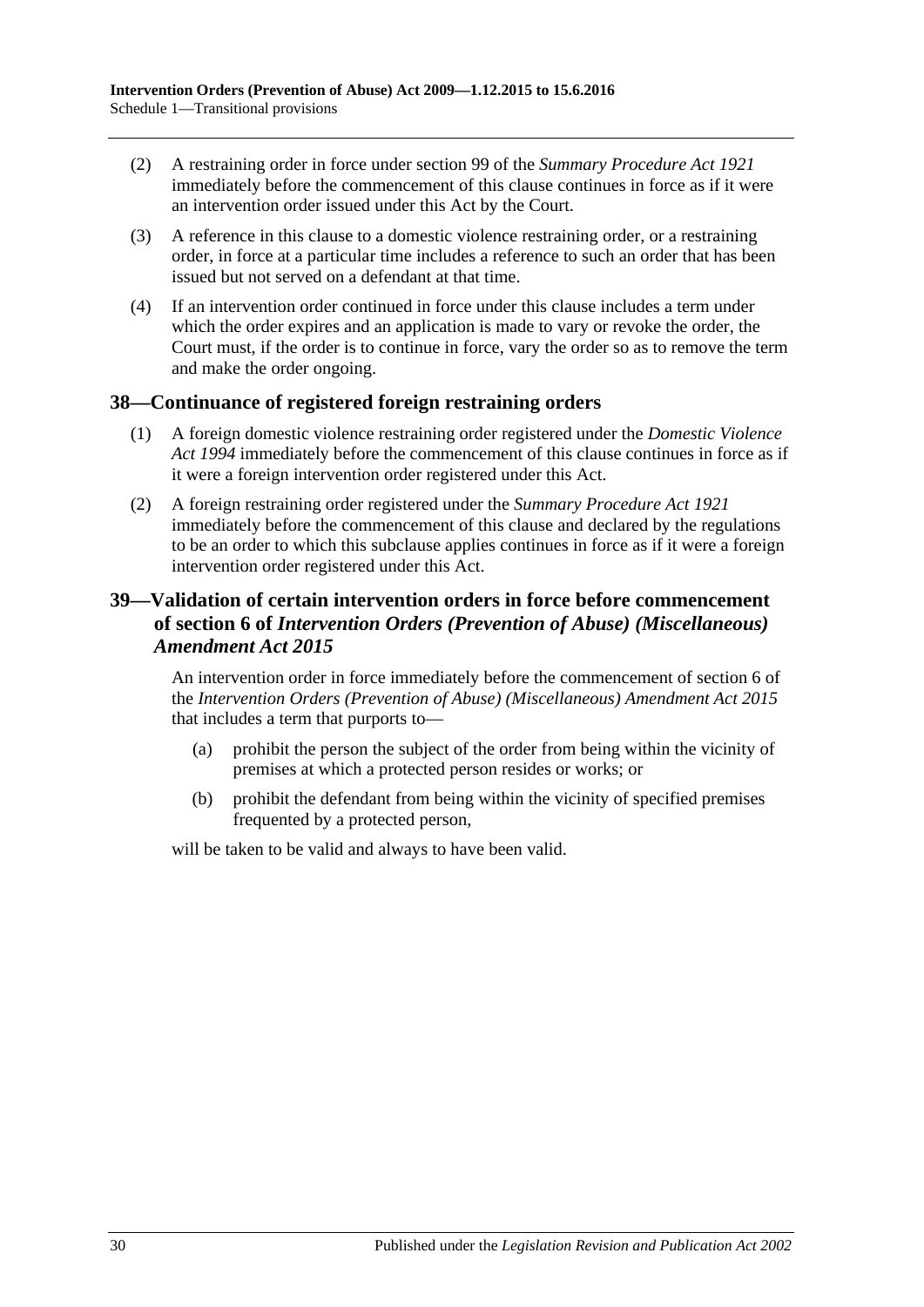(2) A restraining order in force under section 99 of the *Summary Procedure Act 1921* immediately before the commencement of this clause continues in force as if it were an intervention order issued under this Act by the Court.

(3) A reference in this clause to a domestic violence restraining order, or a restraining order, in force at a particular time includes a reference to such an order that has been issued but not served on a defendant at that time.

(4) If an intervention order continued in force under this clause includes a term under which the order expires and an application is made to vary or revoke the order, the Court must, if the order is to continue in force, vary the order so as to remove the term and make the order ongoing.

## 38—Continuance of registered foreign restraining orders

(1) A foreign domestic violence restraining order registered under the *Domestic Violence Act 1994* immediately before the commencement of this clause continues in force as if it were a foreign intervention order registered under this Act.

(2) A foreign restraining order registered under the *Summary Procedure Act 1921* immediately before the commencement of this clause and declared by the regulations to be an order to which this subclause applies continues in force as if it were a foreign intervention order registered under this Act.

## 39—Validation of certain intervention orders in force before commencement of section 6 of *Intervention Orders (Prevention of Abuse) (Miscellaneous) Amendment Act 2015*

An intervention order in force immediately before the commencement of section 6 of the *Intervention Orders (Prevention of Abuse) (Miscellaneous) Amendment Act 2015* that includes a term that purports to—

(a) prohibit the person the subject of the order from being within the vicinity of premises at which a protected person resides or works; or

(b) prohibit the defendant from being within the vicinity of specified premises frequented by a protected person,

will be taken to be valid and always to have been valid.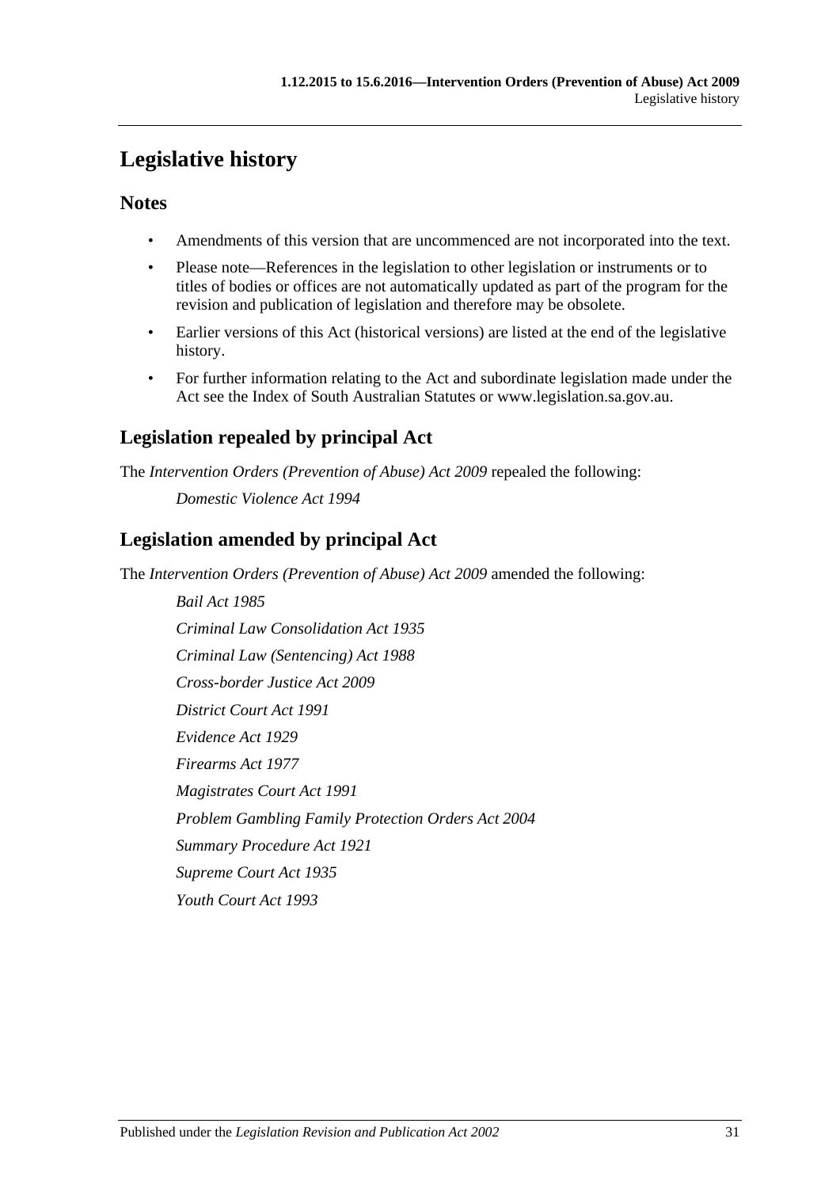# Legislative history

## Notes

- Amendments of this version that are uncommenced are not incorporated into the text.
- Please note—References in the legislation to other legislation or instruments or to titles of bodies or offices are not automatically updated as part of the program for the revision and publication of legislation and therefore may be obsolete.
- Earlier versions of this Act (historical versions) are listed at the end of the legislative history.
- For further information relating to the Act and subordinate legislation made under the Act see the Index of South Australian Statutes or www.legislation.sa.gov.au.

## Legislation repealed by principal Act

The *Intervention Orders (Prevention of Abuse) Act 2009* repealed the following:

*Domestic Violence Act 1994*

## Legislation amended by principal Act

The *Intervention Orders (Prevention of Abuse) Act 2009* amended the following:

*Bail Act 1985*

*Criminal Law Consolidation Act 1935*

*Criminal Law (Sentencing) Act 1988*

*Cross-border Justice Act 2009*

*District Court Act 1991*

*Evidence Act 1929*

*Firearms Act 1977*

*Magistrates Court Act 1991*

*Problem Gambling Family Protection Orders Act 2004*

*Summary Procedure Act 1921*

*Supreme Court Act 1935*

*Youth Court Act 1993*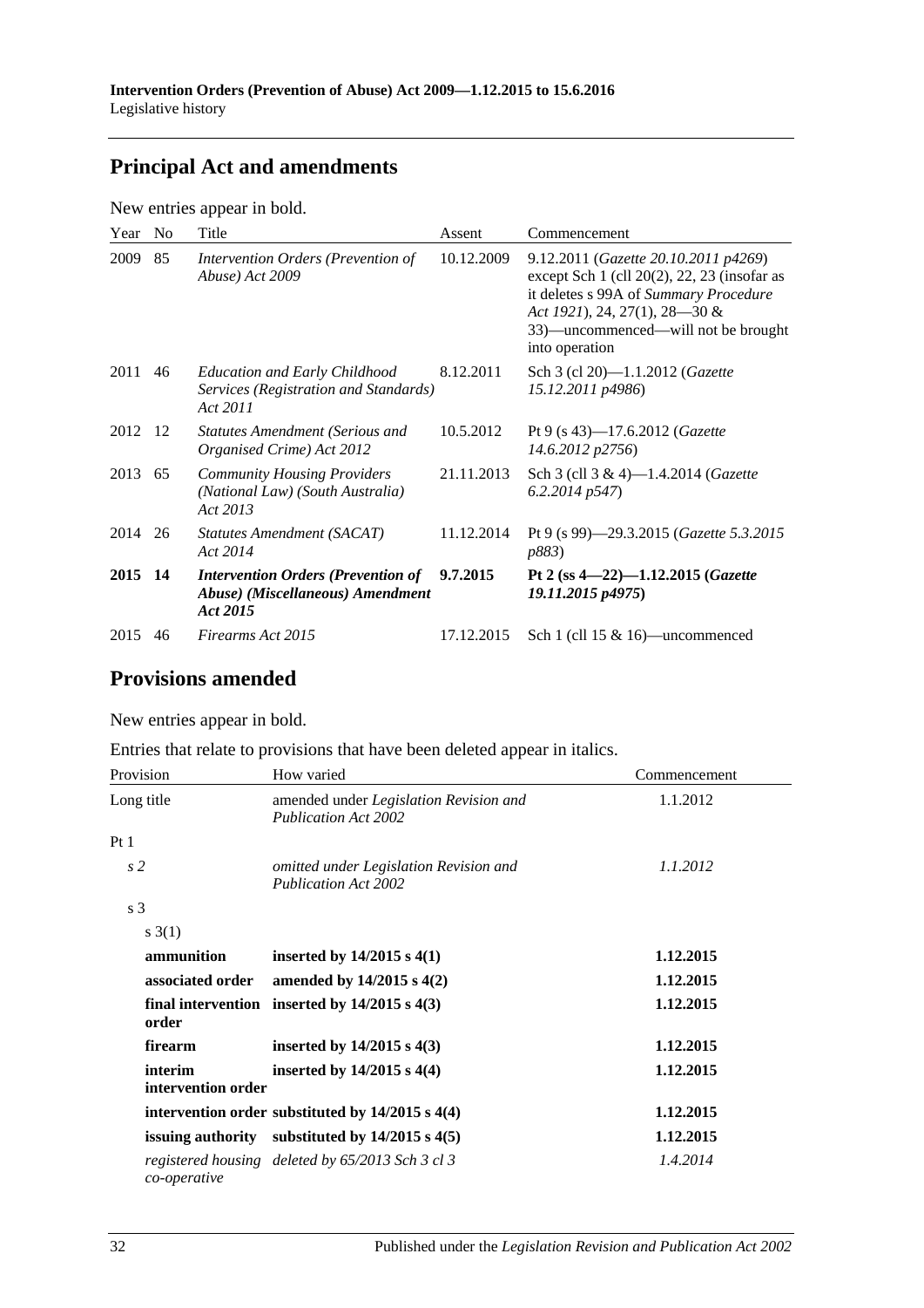## Principal Act and amendments

New entries appear in bold.

| Year | No | Title | Assent | Commencement |
|---|---|---|---|---|
| 2009 | 85 | *Intervention Orders (Prevention of Abuse) Act 2009* | 10.12.2009 | 9.12.2011 (*Gazette 20.10.2011 p4269*) except Sch 1 (cll 20(2), 22, 23 (insofar as it deletes s 99A of *Summary Procedure Act 1921*), 24, 27(1), 28—30 & 33)—uncommenced—will not be brought into operation |
| 2011 | 46 | *Education and Early Childhood Services (Registration and Standards) Act 2011* | 8.12.2011 | Sch 3 (cl 20)—1.1.2012 (*Gazette 15.12.2011 p4986*) |
| 2012 | 12 | *Statutes Amendment (Serious and Organised Crime) Act 2012* | 10.5.2012 | Pt 9 (s 43)—17.6.2012 (*Gazette 14.6.2012 p2756*) |
| 2013 | 65 | *Community Housing Providers (National Law) (South Australia) Act 2013* | 21.11.2013 | Sch 3 (cll 3 & 4)—1.4.2014 (*Gazette 6.2.2014 p547*) |
| 2014 | 26 | *Statutes Amendment (SACAT) Act 2014* | 11.12.2014 | Pt 9 (s 99)—29.3.2015 (*Gazette 5.3.2015 p883*) |
| **2015** | **14** | ***Intervention Orders (Prevention of Abuse) (Miscellaneous) Amendment Act 2015*** | **9.7.2015** | **Pt 2 (ss 4—22)—1.12.2015 (*Gazette 19.11.2015 p4975*)** |
| 2015 | 46 | *Firearms Act 2015* | 17.12.2015 | Sch 1 (cll 15 & 16)—uncommenced |

## Provisions amended

New entries appear in bold.

Entries that relate to provisions that have been deleted appear in italics.

| Provision | How varied | Commencement |
|---|---|---|
| Long title | amended under *Legislation Revision and Publication Act 2002* | 1.1.2012 |
| Pt 1 | | |
| *s 2* | *omitted under Legislation Revision and Publication Act 2002* | *1.1.2012* |
| s 3 | | |
| s 3(1) | | |
| **ammunition** | **inserted by 14/2015 s 4(1)** | **1.12.2015** |
| **associated order** | **amended by 14/2015 s 4(2)** | **1.12.2015** |
| **final intervention order** | **inserted by 14/2015 s 4(3)** | **1.12.2015** |
| **firearm** | **inserted by 14/2015 s 4(3)** | **1.12.2015** |
| **interim intervention order** | **inserted by 14/2015 s 4(4)** | **1.12.2015** |
| **intervention order** | **substituted by 14/2015 s 4(4)** | **1.12.2015** |
| **issuing authority** | **substituted by 14/2015 s 4(5)** | **1.12.2015** |
| *registered housing co-operative* | *deleted by 65/2013 Sch 3 cl 3* | *1.4.2014* |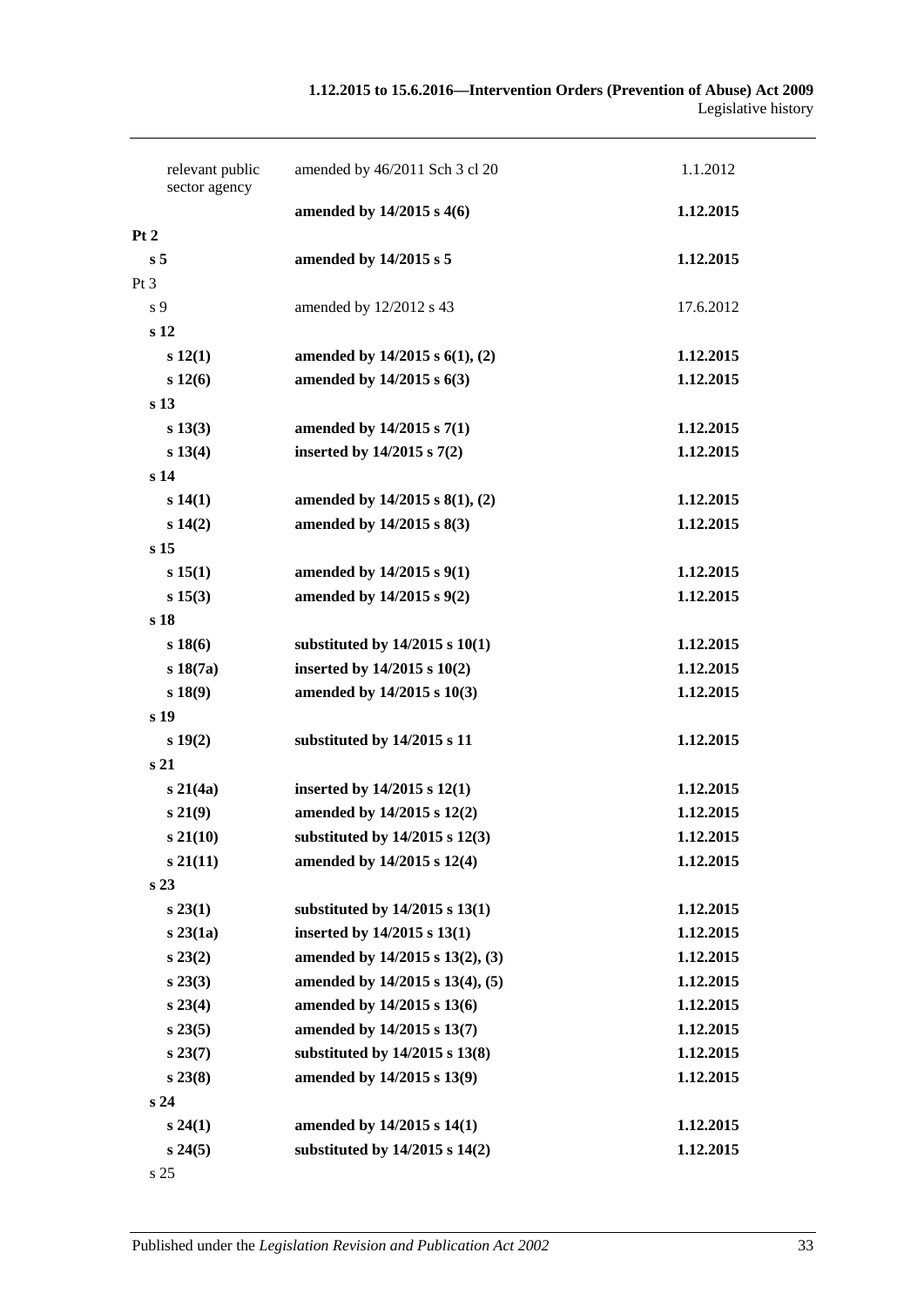| | | |
|---|---|---|
| relevant public sector agency | amended by 46/2011 Sch 3 cl 20 | 1.1.2012 |
| | **amended by 14/2015 s 4(6)** | **1.12.2015** |
| **Pt 2** | | |
| **s 5** | **amended by 14/2015 s 5** | **1.12.2015** |
| Pt 3 | | |
| s 9 | amended by 12/2012 s 43 | 17.6.2012 |
| **s 12** | | |
| **s 12(1)** | **amended by 14/2015 s 6(1), (2)** | **1.12.2015** |
| **s 12(6)** | **amended by 14/2015 s 6(3)** | **1.12.2015** |
| **s 13** | | |
| **s 13(3)** | **amended by 14/2015 s 7(1)** | **1.12.2015** |
| **s 13(4)** | **inserted by 14/2015 s 7(2)** | **1.12.2015** |
| **s 14** | | |
| **s 14(1)** | **amended by 14/2015 s 8(1), (2)** | **1.12.2015** |
| **s 14(2)** | **amended by 14/2015 s 8(3)** | **1.12.2015** |
| **s 15** | | |
| **s 15(1)** | **amended by 14/2015 s 9(1)** | **1.12.2015** |
| **s 15(3)** | **amended by 14/2015 s 9(2)** | **1.12.2015** |
| **s 18** | | |
| **s 18(6)** | **substituted by 14/2015 s 10(1)** | **1.12.2015** |
| **s 18(7a)** | **inserted by 14/2015 s 10(2)** | **1.12.2015** |
| **s 18(9)** | **amended by 14/2015 s 10(3)** | **1.12.2015** |
| **s 19** | | |
| **s 19(2)** | **substituted by 14/2015 s 11** | **1.12.2015** |
| **s 21** | | |
| **s 21(4a)** | **inserted by 14/2015 s 12(1)** | **1.12.2015** |
| **s 21(9)** | **amended by 14/2015 s 12(2)** | **1.12.2015** |
| **s 21(10)** | **substituted by 14/2015 s 12(3)** | **1.12.2015** |
| **s 21(11)** | **amended by 14/2015 s 12(4)** | **1.12.2015** |
| **s 23** | | |
| **s 23(1)** | **substituted by 14/2015 s 13(1)** | **1.12.2015** |
| **s 23(1a)** | **inserted by 14/2015 s 13(1)** | **1.12.2015** |
| **s 23(2)** | **amended by 14/2015 s 13(2), (3)** | **1.12.2015** |
| **s 23(3)** | **amended by 14/2015 s 13(4), (5)** | **1.12.2015** |
| **s 23(4)** | **amended by 14/2015 s 13(6)** | **1.12.2015** |
| **s 23(5)** | **amended by 14/2015 s 13(7)** | **1.12.2015** |
| **s 23(7)** | **substituted by 14/2015 s 13(8)** | **1.12.2015** |
| **s 23(8)** | **amended by 14/2015 s 13(9)** | **1.12.2015** |
| **s 24** | | |
| **s 24(1)** | **amended by 14/2015 s 14(1)** | **1.12.2015** |
| **s 24(5)** | **substituted by 14/2015 s 14(2)** | **1.12.2015** |
| s 25 | | |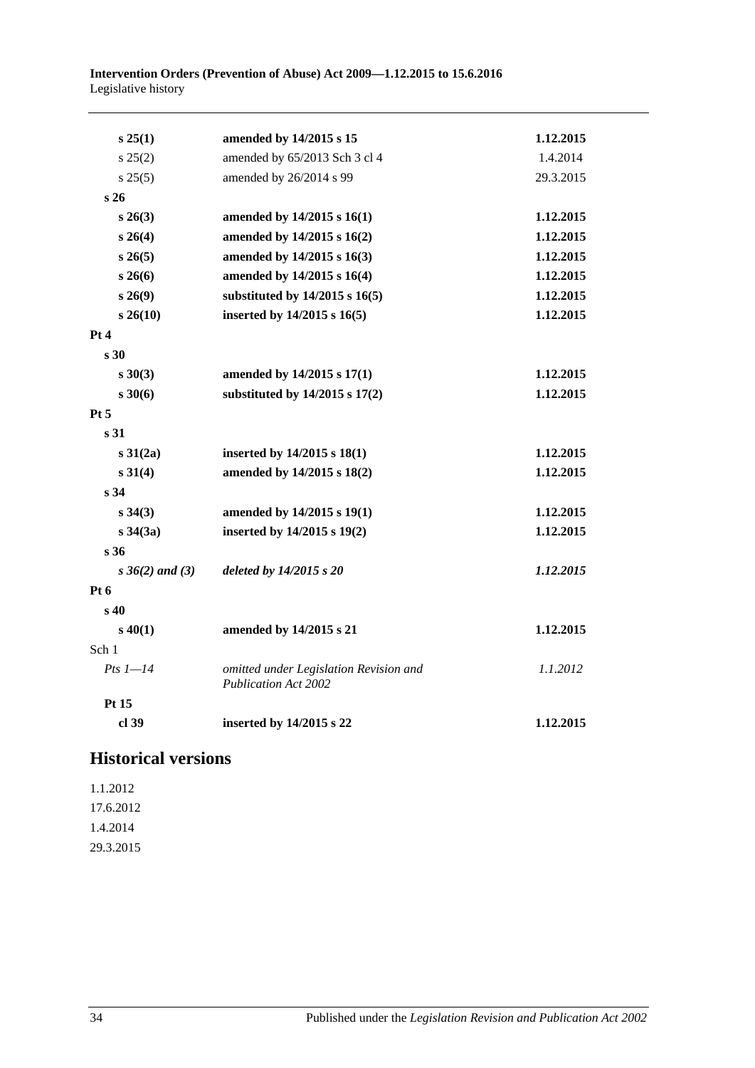| | | |
|---|---|---|
| **s 25(1)** | **amended by 14/2015 s 15** | **1.12.2015** |
| s 25(2) | amended by 65/2013 Sch 3 cl 4 | 1.4.2014 |
| s 25(5) | amended by 26/2014 s 99 | 29.3.2015 |
| **s 26** | | |
| **s 26(3)** | **amended by 14/2015 s 16(1)** | **1.12.2015** |
| **s 26(4)** | **amended by 14/2015 s 16(2)** | **1.12.2015** |
| **s 26(5)** | **amended by 14/2015 s 16(3)** | **1.12.2015** |
| **s 26(6)** | **amended by 14/2015 s 16(4)** | **1.12.2015** |
| **s 26(9)** | **substituted by 14/2015 s 16(5)** | **1.12.2015** |
| **s 26(10)** | **inserted by 14/2015 s 16(5)** | **1.12.2015** |
| **Pt 4** | | |
| **s 30** | | |
| **s 30(3)** | **amended by 14/2015 s 17(1)** | **1.12.2015** |
| **s 30(6)** | **substituted by 14/2015 s 17(2)** | **1.12.2015** |
| **Pt 5** | | |
| **s 31** | | |
| **s 31(2a)** | **inserted by 14/2015 s 18(1)** | **1.12.2015** |
| **s 31(4)** | **amended by 14/2015 s 18(2)** | **1.12.2015** |
| **s 34** | | |
| **s 34(3)** | **amended by 14/2015 s 19(1)** | **1.12.2015** |
| **s 34(3a)** | **inserted by 14/2015 s 19(2)** | **1.12.2015** |
| **s 36** | | |
| ***s 36(2) and (3)*** | ***deleted by 14/2015 s 20*** | ***1.12.2015*** |
| **Pt 6** | | |
| **s 40** | | |
| **s 40(1)** | **amended by 14/2015 s 21** | **1.12.2015** |
| Sch 1 | | |
| *Pts 1—14* | *omitted under Legislation Revision and Publication Act 2002* | *1.1.2012* |
| **Pt 15** | | |
| **cl 39** | **inserted by 14/2015 s 22** | **1.12.2015** |

## Historical versions

1.1.2012

17.6.2012

1.4.2014

29.3.2015